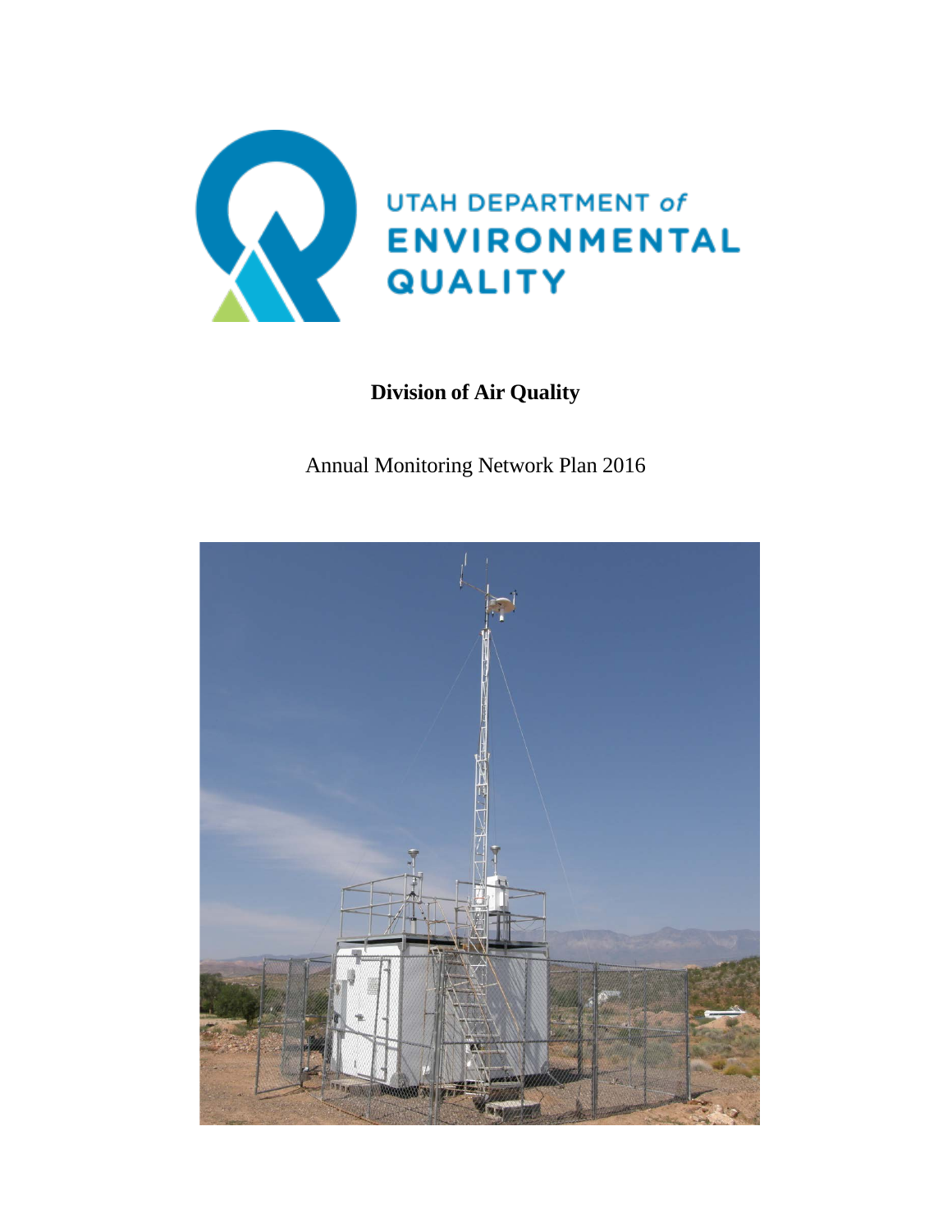UTAH DEPARTMENT of
ENVIRONMENTAL
QUALITY

# Division of Air Quality

Annual Monitoring Network Plan 2016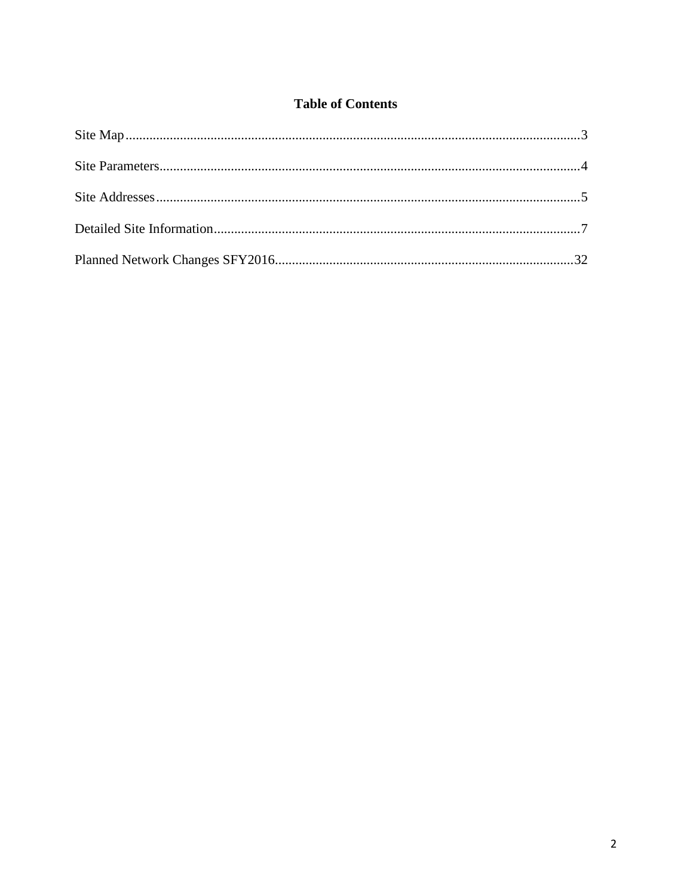# Table of Contents

Site Map....................................................................................................................................3

Site Parameters..........................................................................................................................4

Site Addresses............................................................................................................................5

Detailed Site Information...........................................................................................................7

Planned Network Changes SFY2016.......................................................................................32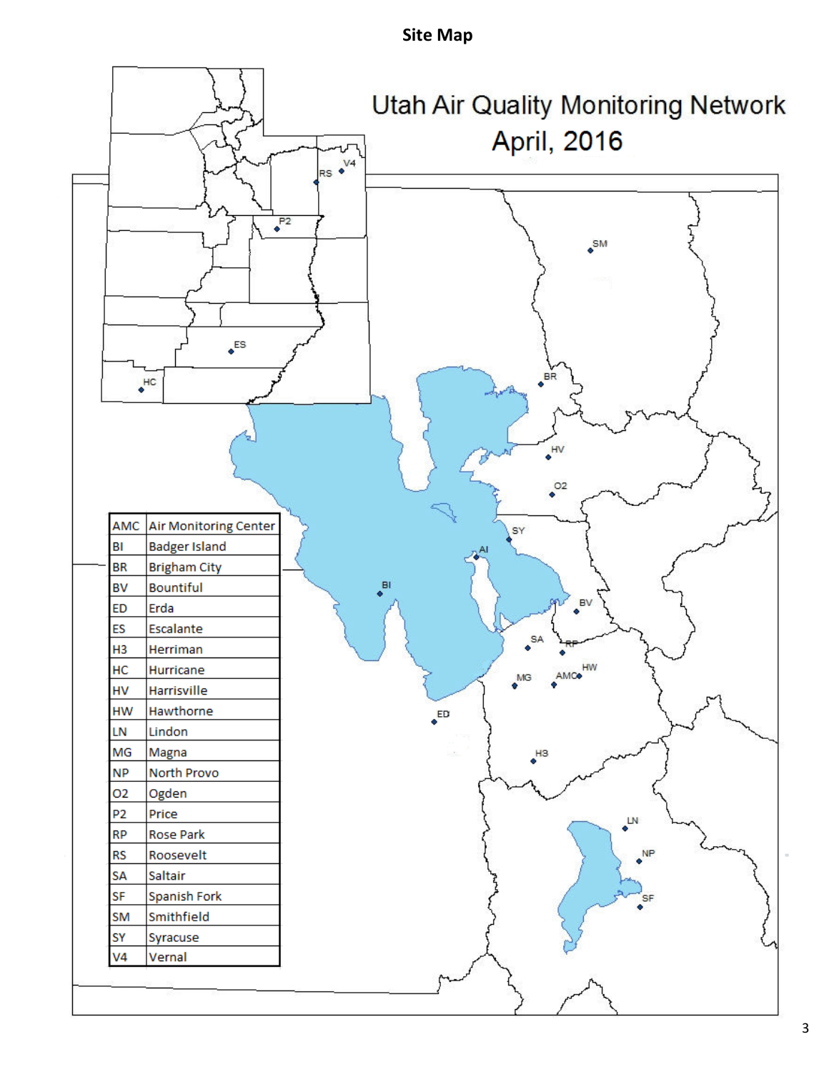# Site Map

## Utah Air Quality Monitoring Network
## April, 2016

| AMC | Air Monitoring Center |
|---|---|
| BI | Badger Island |
| BR | Brigham City |
| BV | Bountiful |
| ED | Erda |
| ES | Escalante |
| H3 | Herriman |
| HC | Hurricane |
| HV | Harrisville |
| HW | Hawthorne |
| LN | Lindon |
| MG | Magna |
| NP | North Provo |
| O2 | Ogden |
| P2 | Price |
| RP | Rose Park |
| RS | Roosevelt |
| SA | Saltair |
| SF | Spanish Fork |
| SM | Smithfield |
| SY | Syracuse |
| V4 | Vernal |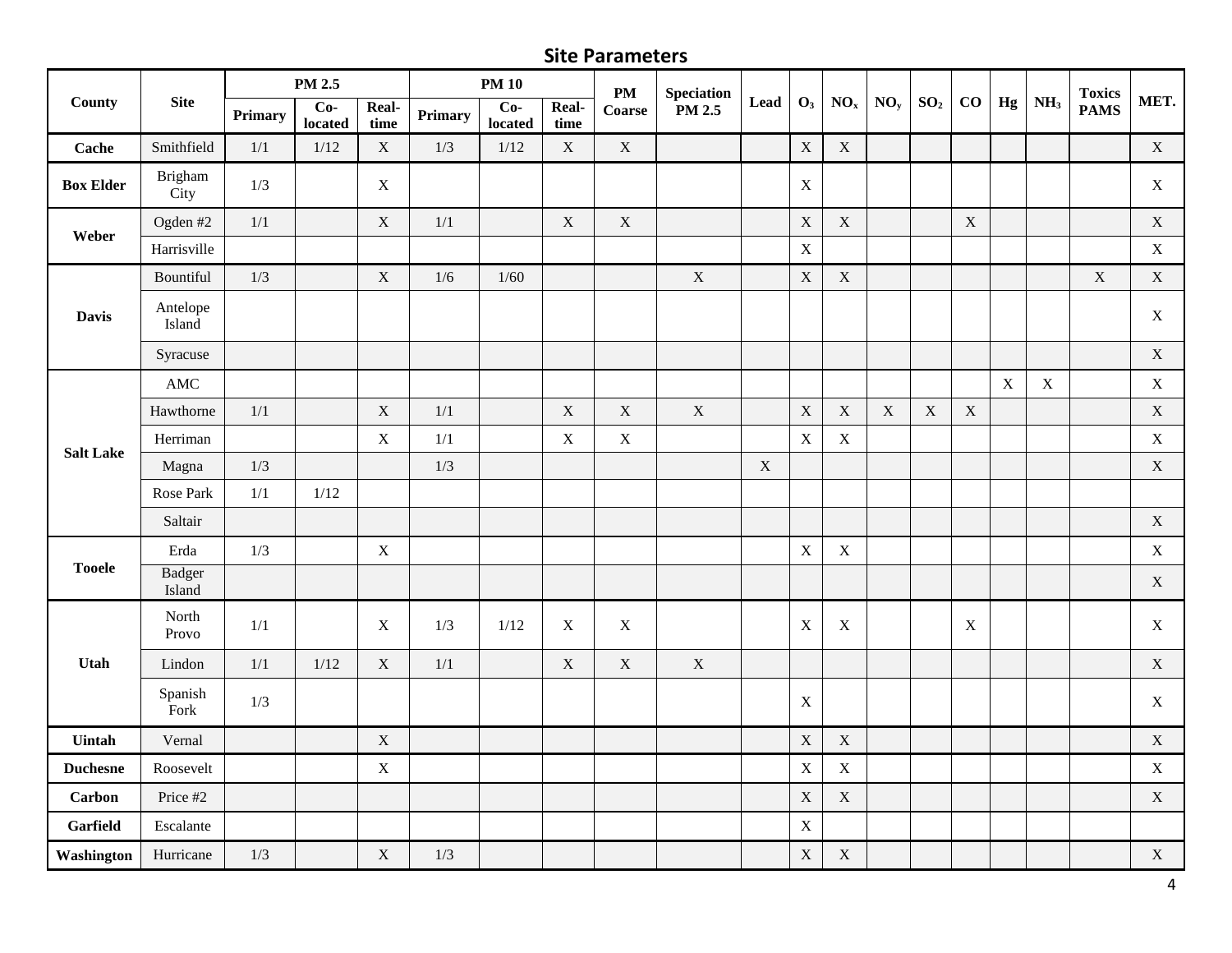## Site Parameters

| County | Site | PM 2.5 | | | PM 10 | | | PM Coarse | Speciation PM 2.5 | Lead | $O_3$ | $NO_x$ | $NO_y$ | $SO_2$ | CO | Hg | $NH_3$ | Toxics PAMS | MET. |
|---|---|---|---|---|---|---|---|---|---|---|---|---|---|---|---|---|---|---|---|
| | | Primary | Co-located | Real-time | Primary | Co-located | Real-time | | | | | | | | | | | | |
| Cache | Smithfield | 1/1 | 1/12 | X | 1/3 | 1/12 | X | X | | | X | X | | | | | | | X |
| Box Elder | Brigham City | 1/3 | | X | | | | | | | X | | | | | | | | X |
| Weber | Ogden #2 | 1/1 | | X | 1/1 | | X | X | | | X | X | | | X | | | | X |
| | Harrisville | | | | | | | | | | X | | | | | | | | X |
| Davis | Bountiful | 1/3 | | X | 1/6 | 1/60 | | | X | | X | X | | | | | | X | X |
| | Antelope Island | | | | | | | | | | | | | | | | | | X |
| | Syracuse | | | | | | | | | | | | | | | | | | X |
| Salt Lake | AMC | | | | | | | | | | | | | | | X | X | | X |
| | Hawthorne | 1/1 | | X | 1/1 | | X | X | X | | X | X | X | X | X | | | | X |
| | Herriman | | | X | 1/1 | | X | X | | | X | X | | | | | | | X |
| | Magna | 1/3 | | | 1/3 | | | | | X | | | | | | | | | X |
| | Rose Park | 1/1 | 1/12 | | | | | | | | | | | | | | | | |
| | Saltair | | | | | | | | | | | | | | | | | | X |
| Tooele | Erda | 1/3 | | X | | | | | | | X | X | | | | | | | X |
| | Badger Island | | | | | | | | | | | | | | | | | | X |
| Utah | North Provo | 1/1 | | X | 1/3 | 1/12 | X | X | | | X | X | | | X | | | | X |
| | Lindon | 1/1 | 1/12 | X | 1/1 | | X | X | X | | | | | | | | | | X |
| | Spanish Fork | 1/3 | | | | | | | | | X | | | | | | | | X |
| Uintah | Vernal | | | X | | | | | | | X | X | | | | | | | X |
| Duchesne | Roosevelt | | | X | | | | | | | X | X | | | | | | | X |
| Carbon | Price #2 | | | | | | | | | | X | X | | | | | | | X |
| Garfield | Escalante | | | | | | | | | | X | | | | | | | | |
| Washington | Hurricane | 1/3 | | X | 1/3 | | | | | | X | X | | | | | | | X |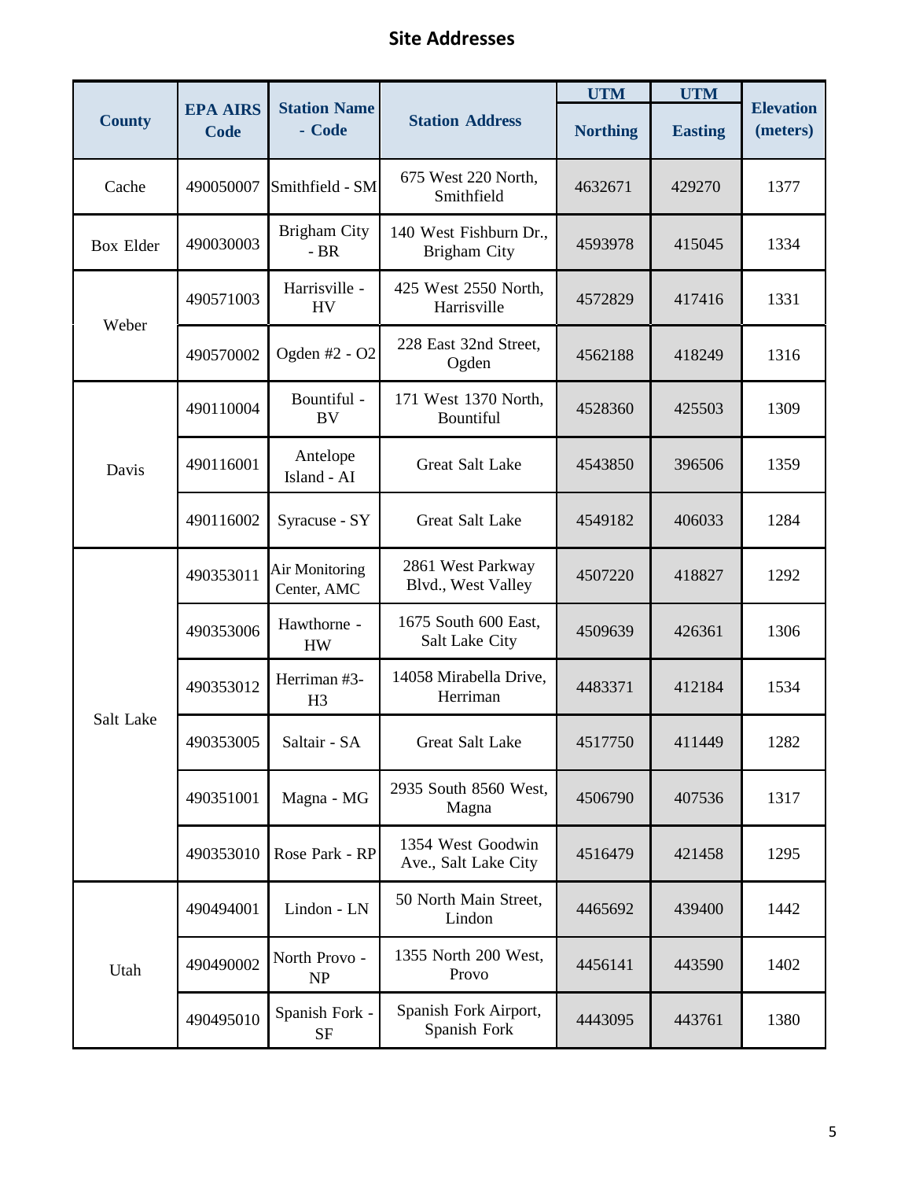# Site Addresses

| County | EPA AIRS Code | Station Name - Code | Station Address | UTM Northing | UTM Easting | Elevation (meters) |
|---|---|---|---|---|---|---|
| Cache | 490050007 | Smithfield - SM | 675 West 220 North, Smithfield | 4632671 | 429270 | 1377 |
| Box Elder | 490030003 | Brigham City - BR | 140 West Fishburn Dr., Brigham City | 4593978 | 415045 | 1334 |
| Weber | 490571003 | Harrisville - HV | 425 West 2550 North, Harrisville | 4572829 | 417416 | 1331 |
| | 490570002 | Ogden #2 - O2 | 228 East 32nd Street, Ogden | 4562188 | 418249 | 1316 |
| Davis | 490110004 | Bountiful - BV | 171 West 1370 North, Bountiful | 4528360 | 425503 | 1309 |
| | 490116001 | Antelope Island - AI | Great Salt Lake | 4543850 | 396506 | 1359 |
| | 490116002 | Syracuse - SY | Great Salt Lake | 4549182 | 406033 | 1284 |
| Salt Lake | 490353011 | Air Monitoring Center, AMC | 2861 West Parkway Blvd., West Valley | 4507220 | 418827 | 1292 |
| | 490353006 | Hawthorne - HW | 1675 South 600 East, Salt Lake City | 4509639 | 426361 | 1306 |
| | 490353012 | Herriman #3- H3 | 14058 Mirabella Drive, Herriman | 4483371 | 412184 | 1534 |
| | 490353005 | Saltair - SA | Great Salt Lake | 4517750 | 411449 | 1282 |
| | 490351001 | Magna - MG | 2935 South 8560 West, Magna | 4506790 | 407536 | 1317 |
| | 490353010 | Rose Park - RP | 1354 West Goodwin Ave., Salt Lake City | 4516479 | 421458 | 1295 |
| Utah | 490494001 | Lindon - LN | 50 North Main Street, Lindon | 4465692 | 439400 | 1442 |
| | 490490002 | North Provo - NP | 1355 North 200 West, Provo | 4456141 | 443590 | 1402 |
| | 490495010 | Spanish Fork - SF | Spanish Fork Airport, Spanish Fork | 4443095 | 443761 | 1380 |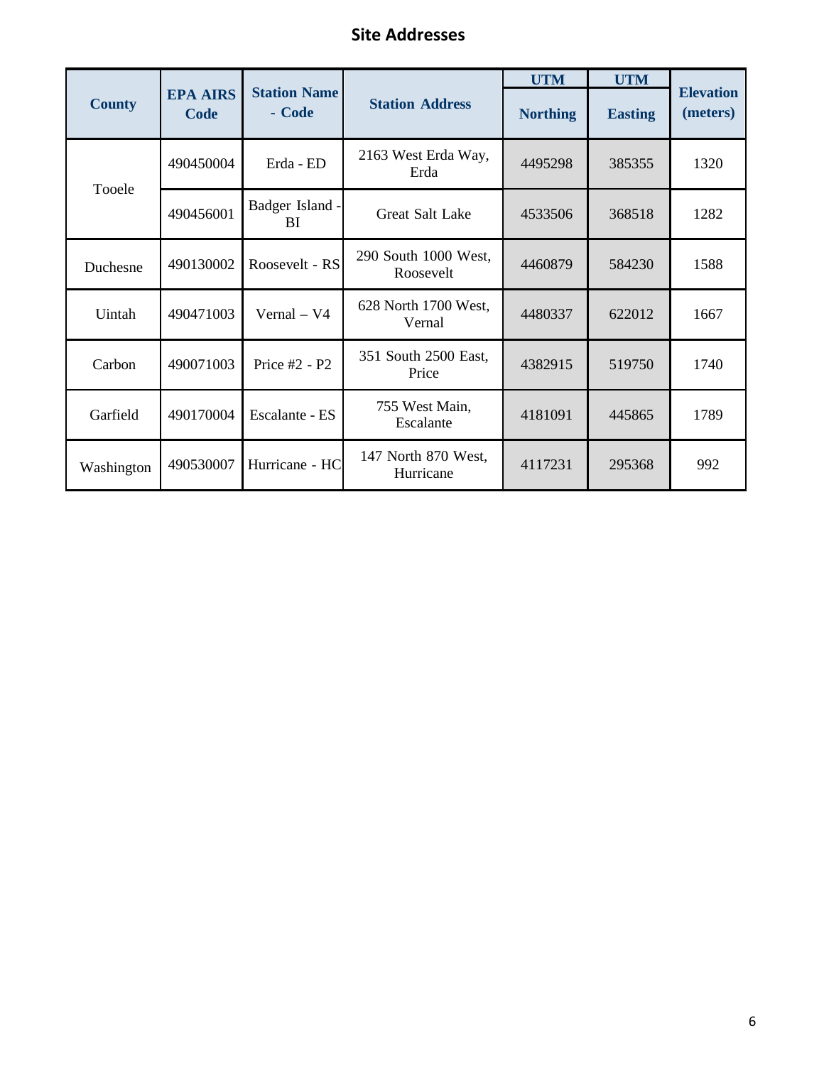## Site Addresses

| County | EPA AIRS Code | Station Name - Code | Station Address | UTM Northing | UTM Easting | Elevation (meters) |
|---|---|---|---|---|---|---|
| Tooele | 490450004 | Erda - ED | 2163 West Erda Way, Erda | 4495298 | 385355 | 1320 |
| | 490456001 | Badger Island - BI | Great Salt Lake | 4533506 | 368518 | 1282 |
| Duchesne | 490130002 | Roosevelt - RS | 290 South 1000 West, Roosevelt | 4460879 | 584230 | 1588 |
| Uintah | 490471003 | Vernal – V4 | 628 North 1700 West, Vernal | 4480337 | 622012 | 1667 |
| Carbon | 490071003 | Price #2 - P2 | 351 South 2500 East, Price | 4382915 | 519750 | 1740 |
| Garfield | 490170004 | Escalante - ES | 755 West Main, Escalante | 4181091 | 445865 | 1789 |
| Washington | 490530007 | Hurricane - HC | 147 North 870 West, Hurricane | 4117231 | 295368 | 992 |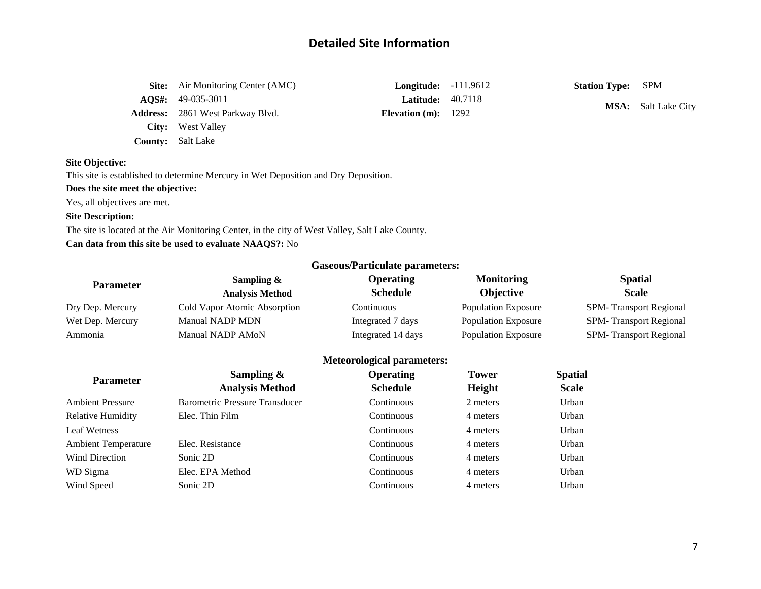## Detailed Site Information

| | | | | | |
|---|---|---|---|---|---|
| **Site:** | Air Monitoring Center (AMC) | **Longitude:** | -111.9612 | **Station Type:** | SPM |
| **AQS#:** | 49-035-3011 | **Latitude:** | 40.7118 | **MSA:** | Salt Lake City |
| **Address:** | 2861 West Parkway Blvd. | **Elevation (m):** | 1292 | | |
| **City:** | West Valley | | | | |
| **County:** | Salt Lake | | | | |

**Site Objective:**

This site is established to determine Mercury in Wet Deposition and Dry Deposition.

**Does the site meet the objective:**

Yes, all objectives are met.

**Site Description:**

The site is located at the Air Monitoring Center, in the city of West Valley, Salt Lake County.

**Can data from this site be used to evaluate NAAQS?:** No

**Gaseous/Particulate parameters:**

| Parameter | Sampling & Analysis Method | Operating Schedule | Monitoring Objective | Spatial Scale |
|---|---|---|---|---|
| Dry Dep. Mercury | Cold Vapor Atomic Absorption | Continuous | Population Exposure | SPM- Transport Regional |
| Wet Dep. Mercury | Manual NADP MDN | Integrated 7 days | Population Exposure | SPM- Transport Regional |
| Ammonia | Manual NADP AMoN | Integrated 14 days | Population Exposure | SPM- Transport Regional |

**Meteorological parameters:**

| Parameter | Sampling & Analysis Method | Operating Schedule | Tower Height | Spatial Scale |
|---|---|---|---|---|
| Ambient Pressure | Barometric Pressure Transducer | Continuous | 2 meters | Urban |
| Relative Humidity | Elec. Thin Film | Continuous | 4 meters | Urban |
| Leaf Wetness | | Continuous | 4 meters | Urban |
| Ambient Temperature | Elec. Resistance | Continuous | 4 meters | Urban |
| Wind Direction | Sonic 2D | Continuous | 4 meters | Urban |
| WD Sigma | Elec. EPA Method | Continuous | 4 meters | Urban |
| Wind Speed | Sonic 2D | Continuous | 4 meters | Urban |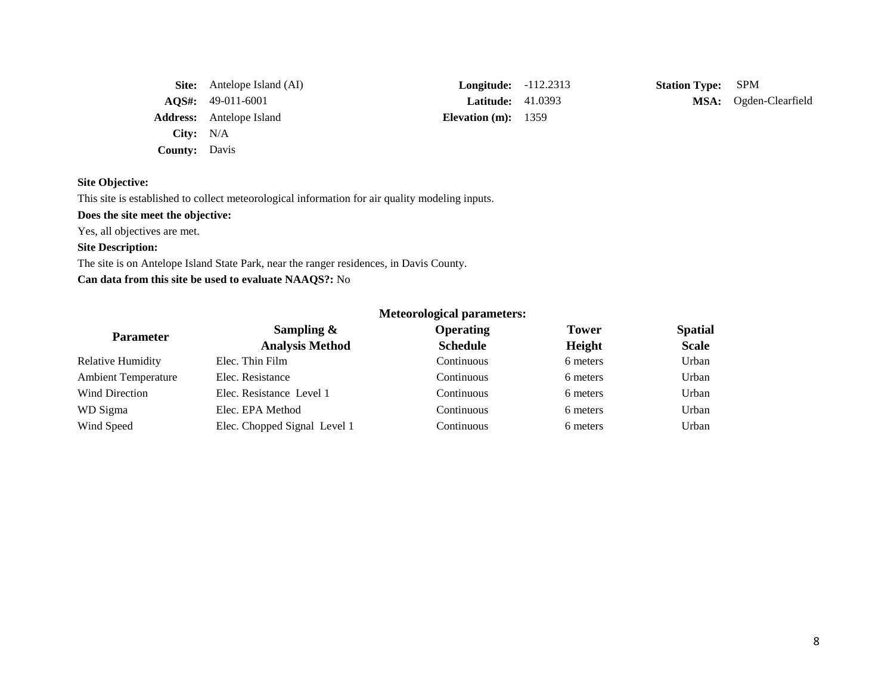**Site:** Antelope Island (AI)
**AQS#:** 49-011-6001
**Address:** Antelope Island
**City:** N/A
**County:** Davis

**Longitude:** -112.2313
**Latitude:** 41.0393
**Elevation (m):** 1359

**Station Type:** SPM
**MSA:** Ogden-Clearfield

**Site Objective:**

This site is established to collect meteorological information for air quality modeling inputs.

**Does the site meet the objective:**

Yes, all objectives are met.

**Site Description:**

The site is on Antelope Island State Park, near the ranger residences, in Davis County.

**Can data from this site be used to evaluate NAAQS?:** No

**Meteorological parameters:**

| Parameter | Sampling & Analysis Method | Operating Schedule | Tower Height | Spatial Scale |
|---|---|---|---|---|
| Relative Humidity | Elec. Thin Film | Continuous | 6 meters | Urban |
| Ambient Temperature | Elec. Resistance | Continuous | 6 meters | Urban |
| Wind Direction | Elec. Resistance Level 1 | Continuous | 6 meters | Urban |
| WD Sigma | Elec. EPA Method | Continuous | 6 meters | Urban |
| Wind Speed | Elec. Chopped Signal Level 1 | Continuous | 6 meters | Urban |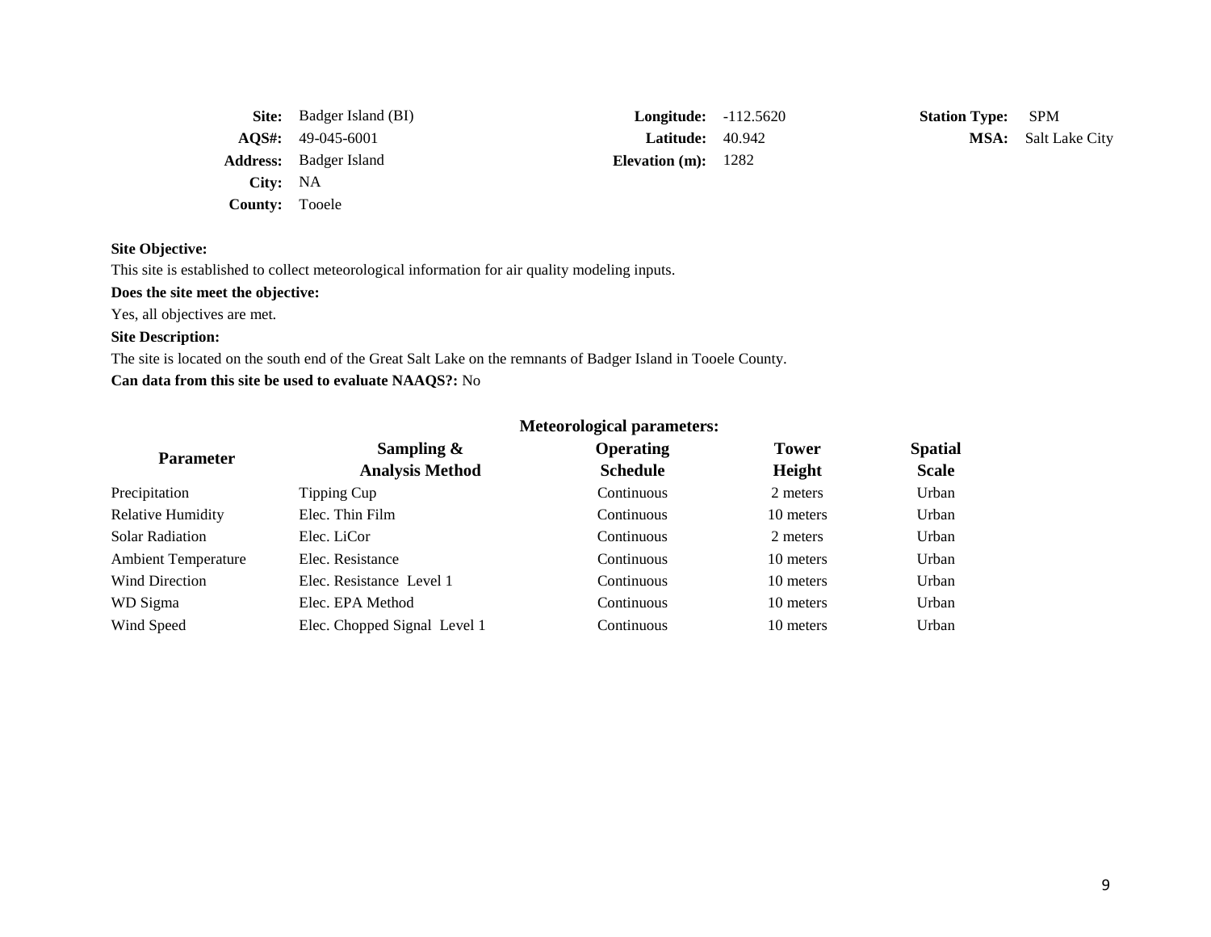**Site:** Badger Island (BI)
**AQS#:** 49-045-6001
**Address:** Badger Island
**City:** NA
**County:** Tooele

**Longitude:** -112.5620
**Latitude:** 40.942
**Elevation (m):** 1282

**Station Type:** SPM
**MSA:** Salt Lake City

**Site Objective:**

This site is established to collect meteorological information for air quality modeling inputs.

**Does the site meet the objective:**

Yes, all objectives are met.

**Site Description:**

The site is located on the south end of the Great Salt Lake on the remnants of Badger Island in Tooele County.

**Can data from this site be used to evaluate NAAQS?:** No

**Meteorological parameters:**

| Parameter | Sampling & Analysis Method | Operating Schedule | Tower Height | Spatial Scale |
|---|---|---|---|---|
| Precipitation | Tipping Cup | Continuous | 2 meters | Urban |
| Relative Humidity | Elec. Thin Film | Continuous | 10 meters | Urban |
| Solar Radiation | Elec. LiCor | Continuous | 2 meters | Urban |
| Ambient Temperature | Elec. Resistance | Continuous | 10 meters | Urban |
| Wind Direction | Elec. Resistance Level 1 | Continuous | 10 meters | Urban |
| WD Sigma | Elec. EPA Method | Continuous | 10 meters | Urban |
| Wind Speed | Elec. Chopped Signal Level 1 | Continuous | 10 meters | Urban |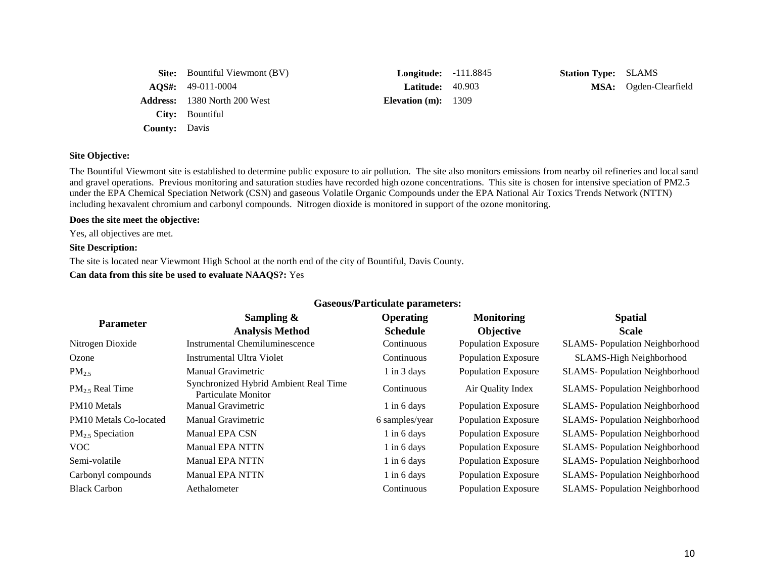**Site:** Bountiful Viewmont (BV)
**AQS#:** 49-011-0004
**Address:** 1380 North 200 West
**City:** Bountiful
**County:** Davis

**Longitude:** -111.8845
**Latitude:** 40.903
**Elevation (m):** 1309

**Station Type:** SLAMS
**MSA:** Ogden-Clearfield

**Site Objective:**

The Bountiful Viewmont site is established to determine public exposure to air pollution. The site also monitors emissions from nearby oil refineries and local sand and gravel operations. Previous monitoring and saturation studies have recorded high ozone concentrations. This site is chosen for intensive speciation of PM2.5 under the EPA Chemical Speciation Network (CSN) and gaseous Volatile Organic Compounds under the EPA National Air Toxics Trends Network (NTTN) including hexavalent chromium and carbonyl compounds. Nitrogen dioxide is monitored in support of the ozone monitoring.

**Does the site meet the objective:**

Yes, all objectives are met.

**Site Description:**

The site is located near Viewmont High School at the north end of the city of Bountiful, Davis County.

**Can data from this site be used to evaluate NAAQS?:** Yes

**Gaseous/Particulate parameters:**

| Parameter | Sampling & Analysis Method | Operating Schedule | Monitoring Objective | Spatial Scale |
|---|---|---|---|---|
| Nitrogen Dioxide | Instrumental Chemiluminescence | Continuous | Population Exposure | SLAMS- Population Neighborhood |
| Ozone | Instrumental Ultra Violet | Continuous | Population Exposure | SLAMS-High Neighborhood |
| $PM_{2.5}$ | Manual Gravimetric | 1 in 3 days | Population Exposure | SLAMS- Population Neighborhood |
| $PM_{2.5}$ Real Time | Synchronized Hybrid Ambient Real Time Particulate Monitor | Continuous | Air Quality Index | SLAMS- Population Neighborhood |
| PM10 Metals | Manual Gravimetric | 1 in 6 days | Population Exposure | SLAMS- Population Neighborhood |
| PM10 Metals Co-located | Manual Gravimetric | 6 samples/year | Population Exposure | SLAMS- Population Neighborhood |
| $PM_{2.5}$ Speciation | Manual EPA CSN | 1 in 6 days | Population Exposure | SLAMS- Population Neighborhood |
| VOC | Manual EPA NTTN | 1 in 6 days | Population Exposure | SLAMS- Population Neighborhood |
| Semi-volatile | Manual EPA NTTN | 1 in 6 days | Population Exposure | SLAMS- Population Neighborhood |
| Carbonyl compounds | Manual EPA NTTN | 1 in 6 days | Population Exposure | SLAMS- Population Neighborhood |
| Black Carbon | Aethalometer | Continuous | Population Exposure | SLAMS- Population Neighborhood |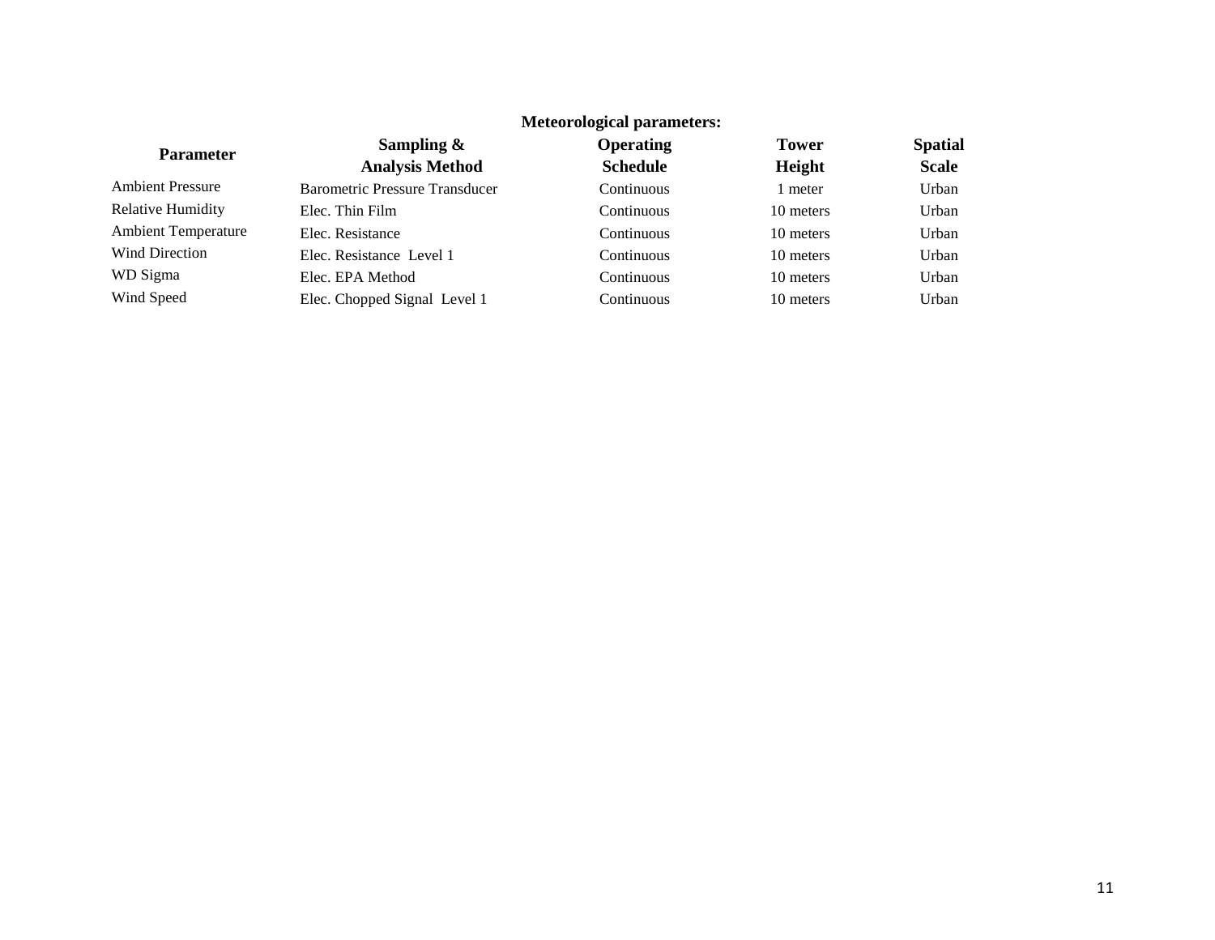**Meteorological parameters:**

| Parameter | Sampling & Analysis Method | Operating Schedule | Tower Height | Spatial Scale |
|---|---|---|---|---|
| Ambient Pressure | Barometric Pressure Transducer | Continuous | 1 meter | Urban |
| Relative Humidity | Elec. Thin Film | Continuous | 10 meters | Urban |
| Ambient Temperature | Elec. Resistance | Continuous | 10 meters | Urban |
| Wind Direction | Elec. Resistance Level 1 | Continuous | 10 meters | Urban |
| WD Sigma | Elec. EPA Method | Continuous | 10 meters | Urban |
| Wind Speed | Elec. Chopped Signal Level 1 | Continuous | 10 meters | Urban |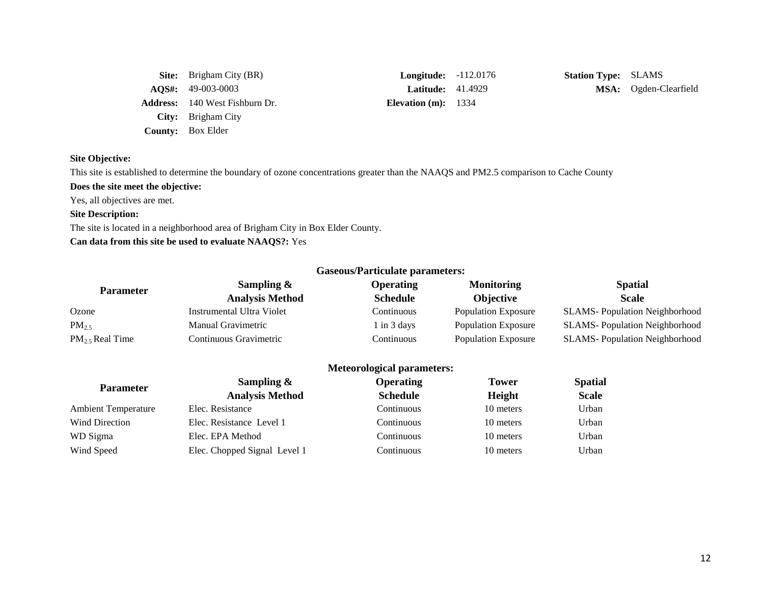| | | | | | |
|---|---|---|---|---|---|
| **Site:** | Brigham City (BR) | **Longitude:** | -112.0176 | **Station Type:** | SLAMS |
| **AQS#:** | 49-003-0003 | **Latitude:** | 41.4929 | **MSA:** | Ogden-Clearfield |
| **Address:** | 140 West Fishburn Dr. | **Elevation (m):** | 1334 | | |
| **City:** | Brigham City | | | | |
| **County:** | Box Elder | | | | |

**Site Objective:**

This site is established to determine the boundary of ozone concentrations greater than the NAAQS and PM2.5 comparison to Cache County

**Does the site meet the objective:**

Yes, all objectives are met.

**Site Description:**

The site is located in a neighborhood area of Brigham City in Box Elder County.

**Can data from this site be used to evaluate NAAQS?:** Yes

**Gaseous/Particulate parameters:**

| Parameter | Sampling & Analysis Method | Operating Schedule | Monitoring Objective | Spatial Scale |
|---|---|---|---|---|
| Ozone | Instrumental Ultra Violet | Continuous | Population Exposure | SLAMS- Population Neighborhood |
| $PM_{2.5}$ | Manual Gravimetric | 1 in 3 days | Population Exposure | SLAMS- Population Neighborhood |
| $PM_{2.5}$ Real Time | Continuous Gravimetric | Continuous | Population Exposure | SLAMS- Population Neighborhood |

**Meteorological parameters:**

| Parameter | Sampling & Analysis Method | Operating Schedule | Tower Height | Spatial Scale |
|---|---|---|---|---|
| Ambient Temperature | Elec. Resistance | Continuous | 10 meters | Urban |
| Wind Direction | Elec. Resistance Level 1 | Continuous | 10 meters | Urban |
| WD Sigma | Elec. EPA Method | Continuous | 10 meters | Urban |
| Wind Speed | Elec. Chopped Signal Level 1 | Continuous | 10 meters | Urban |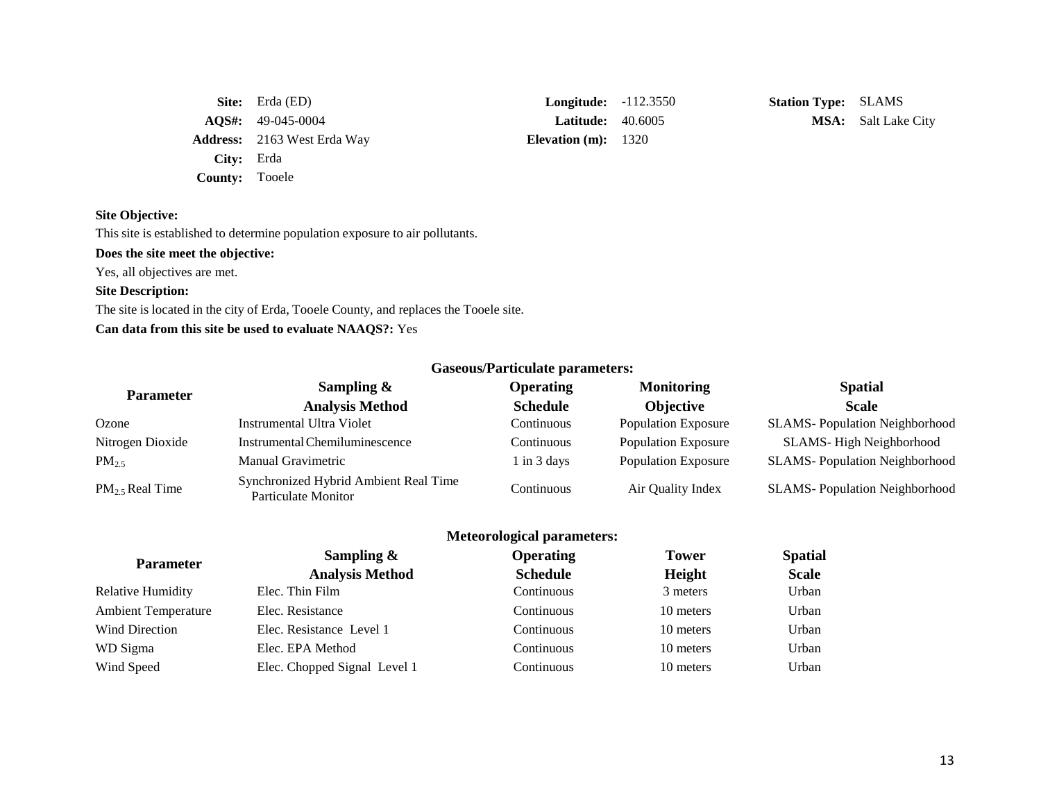**Site:** Erda (ED)
**AQS#:** 49-045-0004
**Address:** 2163 West Erda Way
**City:** Erda
**County:** Tooele

**Longitude:** -112.3550
**Latitude:** 40.6005
**Elevation (m):** 1320

**Station Type:** SLAMS
**MSA:** Salt Lake City

**Site Objective:**

This site is established to determine population exposure to air pollutants.

**Does the site meet the objective:**

Yes, all objectives are met.

**Site Description:**

The site is located in the city of Erda, Tooele County, and replaces the Tooele site.

**Can data from this site be used to evaluate NAAQS?:** Yes

**Gaseous/Particulate parameters:**

| Parameter | Sampling & Analysis Method | Operating Schedule | Monitoring Objective | Spatial Scale |
|---|---|---|---|---|
| Ozone | Instrumental Ultra Violet | Continuous | Population Exposure | SLAMS- Population Neighborhood |
| Nitrogen Dioxide | Instrumental Chemiluminescence | Continuous | Population Exposure | SLAMS- High Neighborhood |
| $PM_{2.5}$ | Manual Gravimetric | 1 in 3 days | Population Exposure | SLAMS- Population Neighborhood |
| $PM_{2.5}$ Real Time | Synchronized Hybrid Ambient Real Time Particulate Monitor | Continuous | Air Quality Index | SLAMS- Population Neighborhood |

**Meteorological parameters:**

| Parameter | Sampling & Analysis Method | Operating Schedule | Tower Height | Spatial Scale |
|---|---|---|---|---|
| Relative Humidity | Elec. Thin Film | Continuous | 3 meters | Urban |
| Ambient Temperature | Elec. Resistance | Continuous | 10 meters | Urban |
| Wind Direction | Elec. Resistance Level 1 | Continuous | 10 meters | Urban |
| WD Sigma | Elec. EPA Method | Continuous | 10 meters | Urban |
| Wind Speed | Elec. Chopped Signal Level 1 | Continuous | 10 meters | Urban |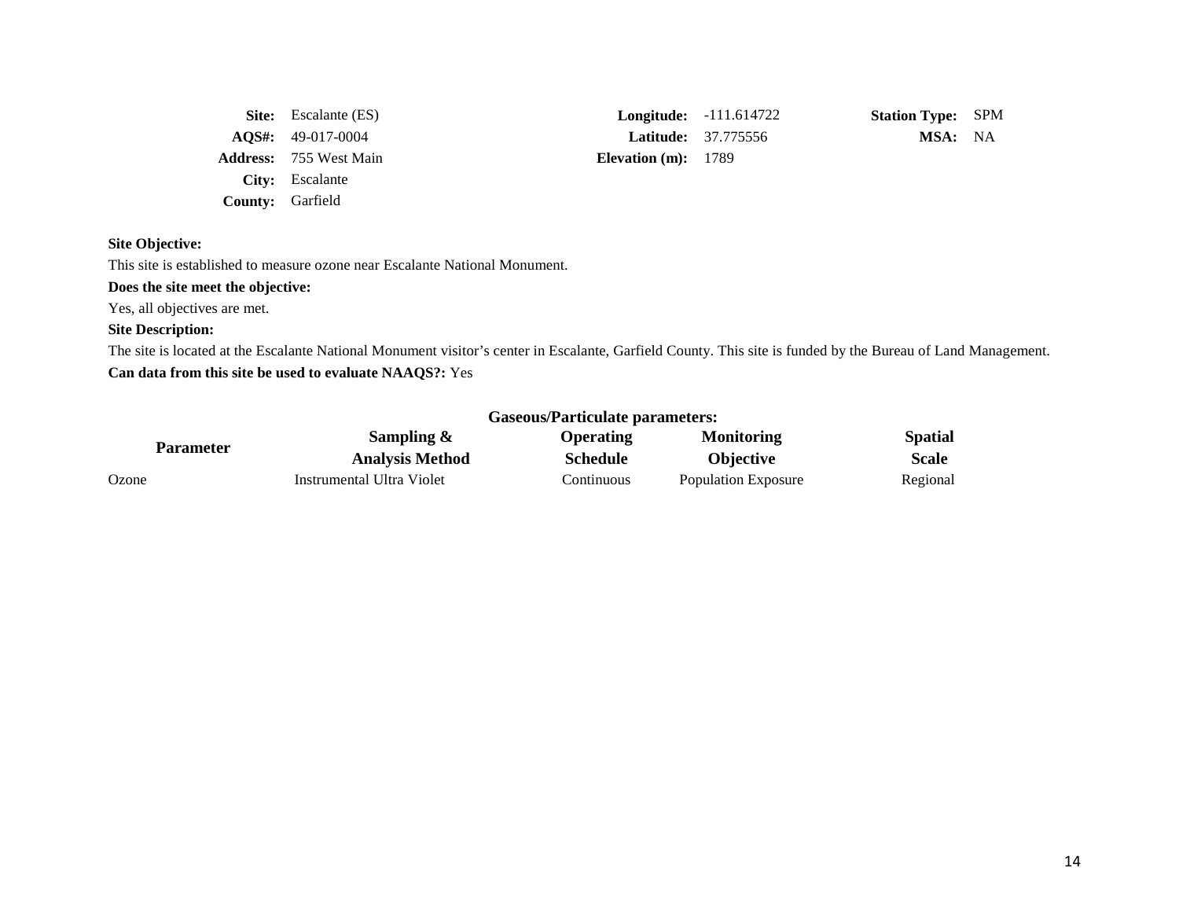**Site:** Escalante (ES)
**AQS#:** 49-017-0004
**Address:** 755 West Main
**City:** Escalante
**County:** Garfield

**Longitude:** -111.614722
**Latitude:** 37.775556
**Elevation (m):** 1789

**Station Type:** SPM
**MSA:** NA

**Site Objective:**

This site is established to measure ozone near Escalante National Monument.

**Does the site meet the objective:**

Yes, all objectives are met.

**Site Description:**

The site is located at the Escalante National Monument visitor's center in Escalante, Garfield County. This site is funded by the Bureau of Land Management.

**Can data from this site be used to evaluate NAAQS?:** Yes

**Gaseous/Particulate parameters:**

| Parameter | Sampling & Analysis Method | Operating Schedule | Monitoring Objective | Spatial Scale |
|---|---|---|---|---|
| Ozone | Instrumental Ultra Violet | Continuous | Population Exposure | Regional |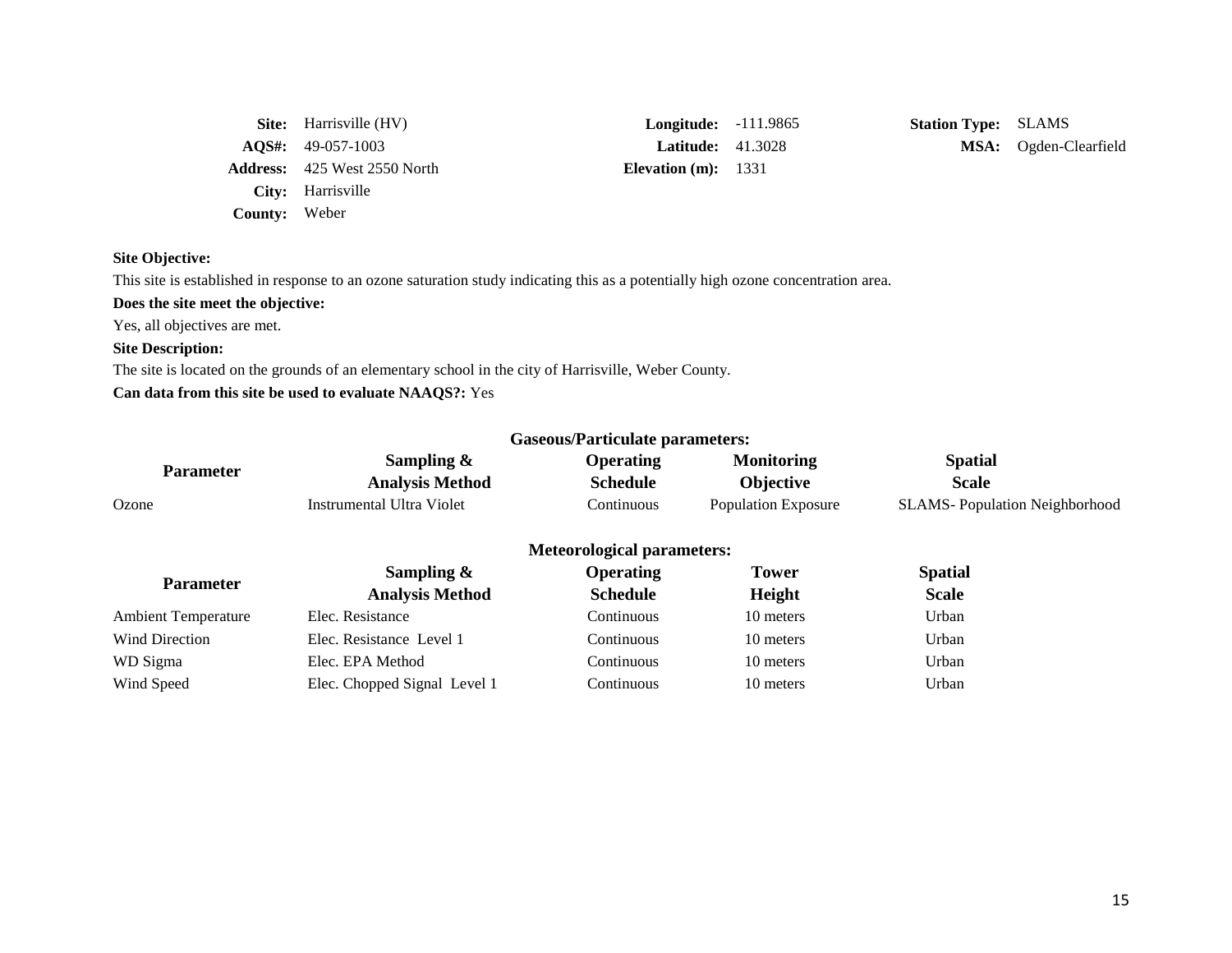**Site:** Harrisville (HV)
**AQS#:** 49-057-1003
**Address:** 425 West 2550 North
**City:** Harrisville
**County:** Weber

**Longitude:** -111.9865
**Latitude:** 41.3028
**Elevation (m):** 1331

**Station Type:** SLAMS
**MSA:** Ogden-Clearfield

**Site Objective:**

This site is established in response to an ozone saturation study indicating this as a potentially high ozone concentration area.

**Does the site meet the objective:**

Yes, all objectives are met.

**Site Description:**

The site is located on the grounds of an elementary school in the city of Harrisville, Weber County.

**Can data from this site be used to evaluate NAAQS?:** Yes

**Gaseous/Particulate parameters:**

| Parameter | Sampling & Analysis Method | Operating Schedule | Monitoring Objective | Spatial Scale |
|---|---|---|---|---|
| Ozone | Instrumental Ultra Violet | Continuous | Population Exposure | SLAMS- Population Neighborhood |

**Meteorological parameters:**

| Parameter | Sampling & Analysis Method | Operating Schedule | Tower Height | Spatial Scale |
|---|---|---|---|---|
| Ambient Temperature | Elec. Resistance | Continuous | 10 meters | Urban |
| Wind Direction | Elec. Resistance Level 1 | Continuous | 10 meters | Urban |
| WD Sigma | Elec. EPA Method | Continuous | 10 meters | Urban |
| Wind Speed | Elec. Chopped Signal Level 1 | Continuous | 10 meters | Urban |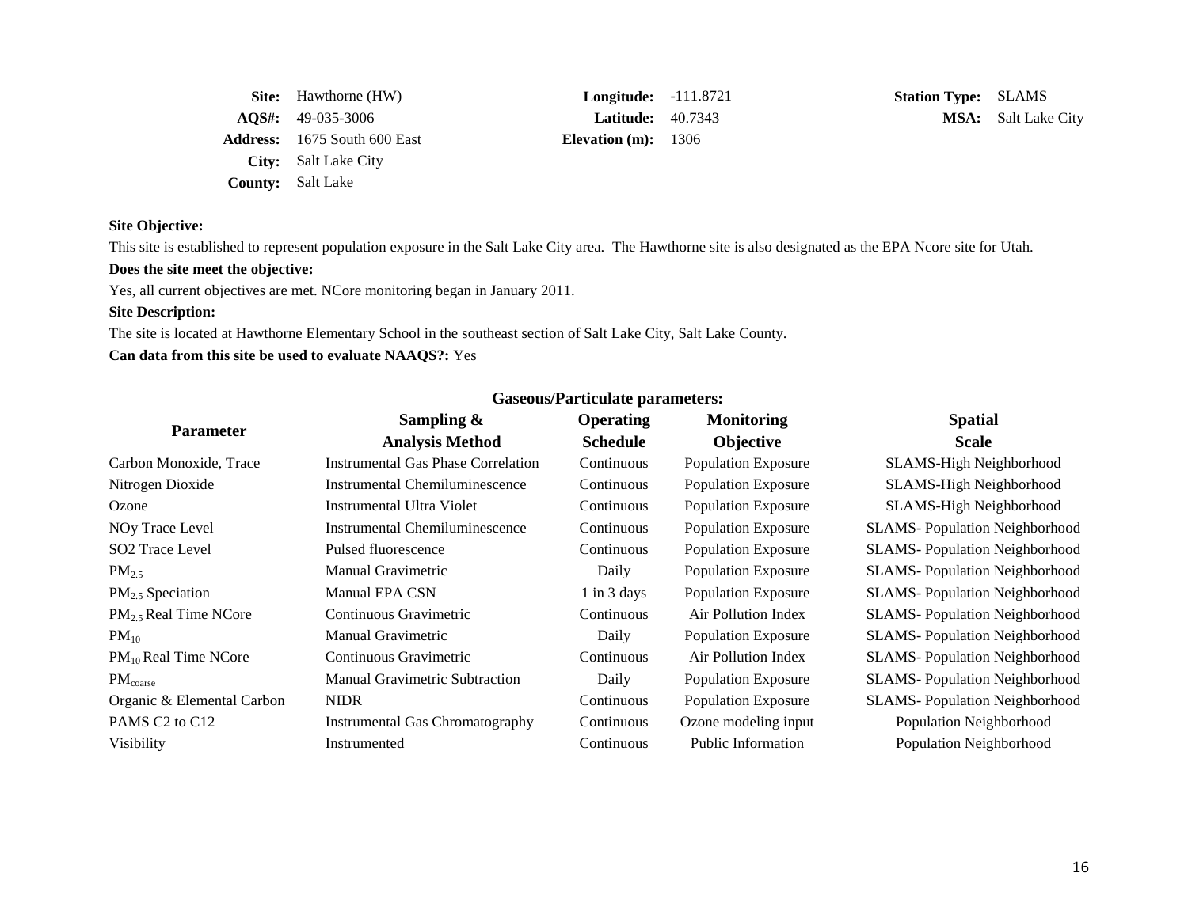**Site:** Hawthorne (HW)
**AQS#:** 49-035-3006
**Address:** 1675 South 600 East
**City:** Salt Lake City
**County:** Salt Lake

**Longitude:** -111.8721
**Latitude:** 40.7343
**Elevation (m):** 1306

**Station Type:** SLAMS
**MSA:** Salt Lake City

**Site Objective:**

This site is established to represent population exposure in the Salt Lake City area. The Hawthorne site is also designated as the EPA Ncore site for Utah.

**Does the site meet the objective:**

Yes, all current objectives are met. NCore monitoring began in January 2011.

**Site Description:**

The site is located at Hawthorne Elementary School in the southeast section of Salt Lake City, Salt Lake County.

**Can data from this site be used to evaluate NAAQS?:** Yes

**Gaseous/Particulate parameters:**

| Parameter | Sampling & Analysis Method | Operating Schedule | Monitoring Objective | Spatial Scale |
|---|---|---|---|---|
| Carbon Monoxide, Trace | Instrumental Gas Phase Correlation | Continuous | Population Exposure | SLAMS-High Neighborhood |
| Nitrogen Dioxide | Instrumental Chemiluminescence | Continuous | Population Exposure | SLAMS-High Neighborhood |
| Ozone | Instrumental Ultra Violet | Continuous | Population Exposure | SLAMS-High Neighborhood |
| NOy Trace Level | Instrumental Chemiluminescence | Continuous | Population Exposure | SLAMS- Population Neighborhood |
| SO2 Trace Level | Pulsed fluorescence | Continuous | Population Exposure | SLAMS- Population Neighborhood |
| $PM_{2.5}$ | Manual Gravimetric | Daily | Population Exposure | SLAMS- Population Neighborhood |
| $PM_{2.5}$ Speciation | Manual EPA CSN | 1 in 3 days | Population Exposure | SLAMS- Population Neighborhood |
| $PM_{2.5}$ Real Time NCore | Continuous Gravimetric | Continuous | Air Pollution Index | SLAMS- Population Neighborhood |
| $PM_{10}$ | Manual Gravimetric | Daily | Population Exposure | SLAMS- Population Neighborhood |
| $PM_{10}$ Real Time NCore | Continuous Gravimetric | Continuous | Air Pollution Index | SLAMS- Population Neighborhood |
| $PM_{coarse}$ | Manual Gravimetric Subtraction | Daily | Population Exposure | SLAMS- Population Neighborhood |
| Organic & Elemental Carbon | NIDR | Continuous | Population Exposure | SLAMS- Population Neighborhood |
| PAMS C2 to C12 | Instrumental Gas Chromatography | Continuous | Ozone modeling input | Population Neighborhood |
| Visibility | Instrumented | Continuous | Public Information | Population Neighborhood |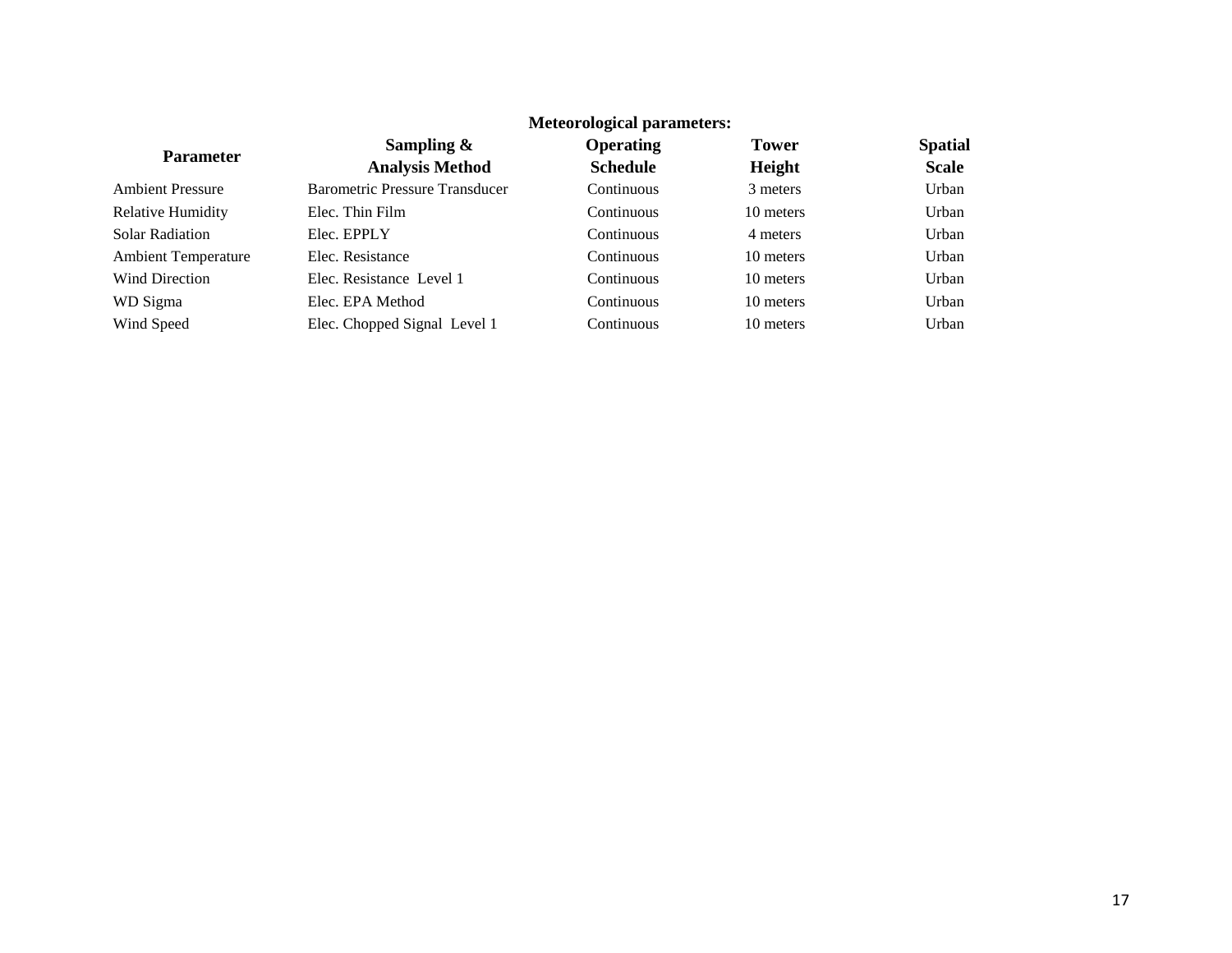**Meteorological parameters:**

| Parameter | Sampling & Analysis Method | Operating Schedule | Tower Height | Spatial Scale |
|---|---|---|---|---|
| Ambient Pressure | Barometric Pressure Transducer | Continuous | 3 meters | Urban |
| Relative Humidity | Elec. Thin Film | Continuous | 10 meters | Urban |
| Solar Radiation | Elec. EPPLY | Continuous | 4 meters | Urban |
| Ambient Temperature | Elec. Resistance | Continuous | 10 meters | Urban |
| Wind Direction | Elec. Resistance Level 1 | Continuous | 10 meters | Urban |
| WD Sigma | Elec. EPA Method | Continuous | 10 meters | Urban |
| Wind Speed | Elec. Chopped Signal Level 1 | Continuous | 10 meters | Urban |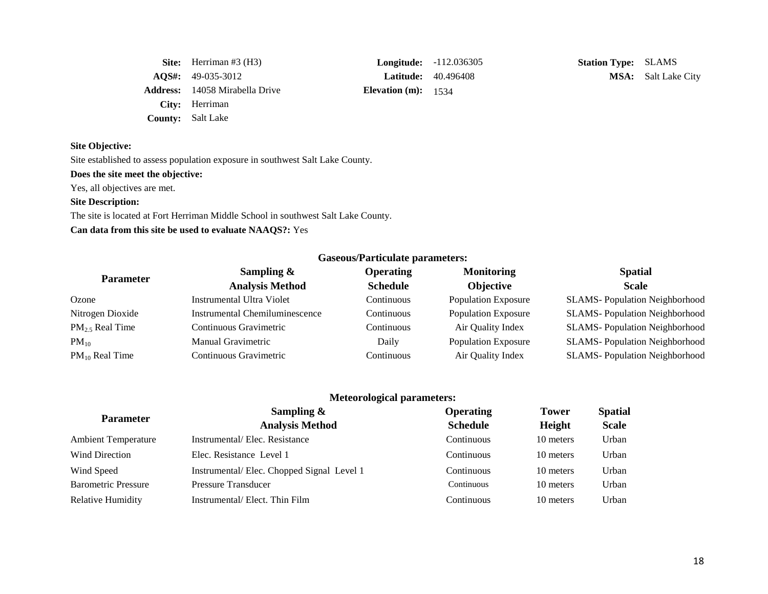| | | | | | |
|---|---|---|---|---|---|
| **Site:** | Herriman #3 (H3) | **Longitude:** | -112.036305 | **Station Type:** | SLAMS |
| **AQS#:** | 49-035-3012 | **Latitude:** | 40.496408 | **MSA:** | Salt Lake City |
| **Address:** | 14058 Mirabella Drive | **Elevation (m):** | 1534 | | |
| **City:** | Herriman | | | | |
| **County:** | Salt Lake | | | | |

**Site Objective:**

Site established to assess population exposure in southwest Salt Lake County.

**Does the site meet the objective:**

Yes, all objectives are met.

**Site Description:**

The site is located at Fort Herriman Middle School in southwest Salt Lake County.

**Can data from this site be used to evaluate NAAQS?:** Yes

**Gaseous/Particulate parameters:**

| Parameter | Sampling & Analysis Method | Operating Schedule | Monitoring Objective | Spatial Scale |
|---|---|---|---|---|
| Ozone | Instrumental Ultra Violet | Continuous | Population Exposure | SLAMS- Population Neighborhood |
| Nitrogen Dioxide | Instrumental Chemiluminescence | Continuous | Population Exposure | SLAMS- Population Neighborhood |
| $PM_{2.5}$ Real Time | Continuous Gravimetric | Continuous | Air Quality Index | SLAMS- Population Neighborhood |
| $PM_{10}$ | Manual Gravimetric | Daily | Population Exposure | SLAMS- Population Neighborhood |
| $PM_{10}$ Real Time | Continuous Gravimetric | Continuous | Air Quality Index | SLAMS- Population Neighborhood |

**Meteorological parameters:**

| Parameter | Sampling & Analysis Method | Operating Schedule | Tower Height | Spatial Scale |
|---|---|---|---|---|
| Ambient Temperature | Instrumental/ Elec. Resistance | Continuous | 10 meters | Urban |
| Wind Direction | Elec. Resistance Level 1 | Continuous | 10 meters | Urban |
| Wind Speed | Instrumental/ Elec. Chopped Signal Level 1 | Continuous | 10 meters | Urban |
| Barometric Pressure | Pressure Transducer | Continuous | 10 meters | Urban |
| Relative Humidity | Instrumental/ Elect. Thin Film | Continuous | 10 meters | Urban |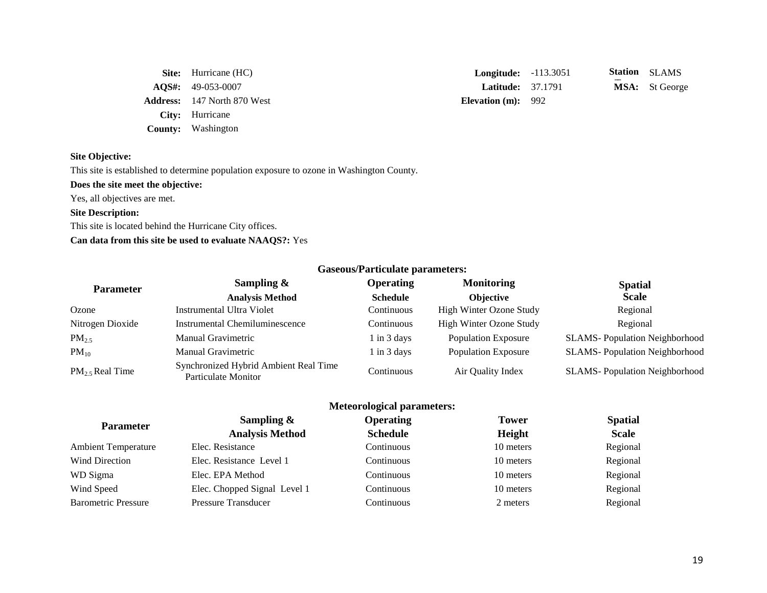**Site:** Hurricane (HC)
**AQS#:** 49-053-0007
**Address:** 147 North 870 West
**City:** Hurricane
**County:** Washington

**Longitude:** -113.3051
**Latitude:** 37.1791
**Elevation (m):** 992

**Station:** SLAMS
**MSA:** St George

**Site Objective:**

This site is established to determine population exposure to ozone in Washington County.

**Does the site meet the objective:**

Yes, all objectives are met.

**Site Description:**

This site is located behind the Hurricane City offices.

**Can data from this site be used to evaluate NAAQS?:** Yes

**Gaseous/Particulate parameters:**

| Parameter | Sampling & Analysis Method | Operating Schedule | Monitoring Objective | Spatial Scale |
|---|---|---|---|---|
| Ozone | Instrumental Ultra Violet | Continuous | High Winter Ozone Study | Regional |
| Nitrogen Dioxide | Instrumental Chemiluminescence | Continuous | High Winter Ozone Study | Regional |
| $PM_{2.5}$ | Manual Gravimetric | 1 in 3 days | Population Exposure | SLAMS- Population Neighborhood |
| $PM_{10}$ | Manual Gravimetric | 1 in 3 days | Population Exposure | SLAMS- Population Neighborhood |
| $PM_{2.5}$ Real Time | Synchronized Hybrid Ambient Real Time Particulate Monitor | Continuous | Air Quality Index | SLAMS- Population Neighborhood |

**Meteorological parameters:**

| Parameter | Sampling & Analysis Method | Operating Schedule | Tower Height | Spatial Scale |
|---|---|---|---|---|
| Ambient Temperature | Elec. Resistance | Continuous | 10 meters | Regional |
| Wind Direction | Elec. Resistance Level 1 | Continuous | 10 meters | Regional |
| WD Sigma | Elec. EPA Method | Continuous | 10 meters | Regional |
| Wind Speed | Elec. Chopped Signal Level 1 | Continuous | 10 meters | Regional |
| Barometric Pressure | Pressure Transducer | Continuous | 2 meters | Regional |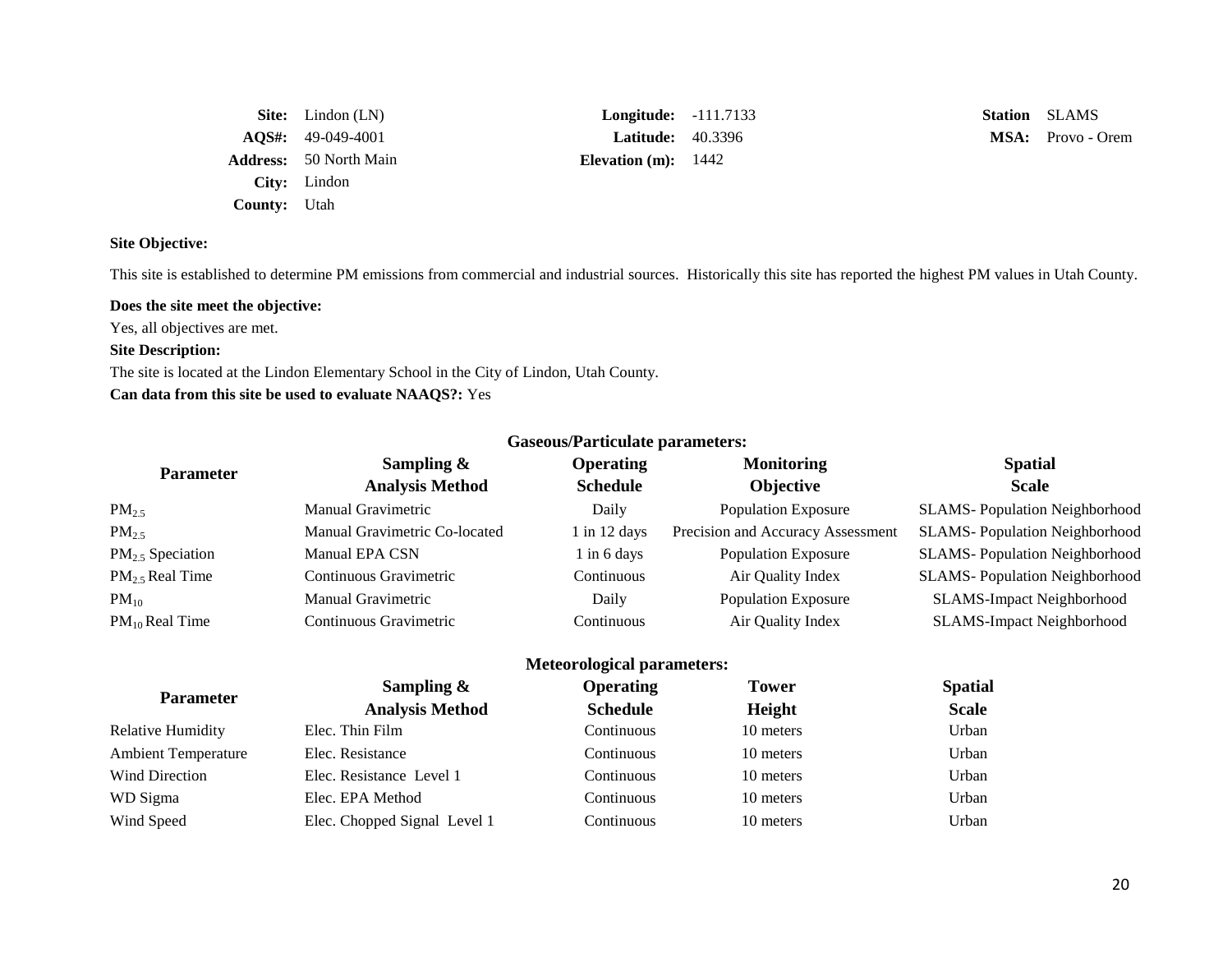| | | | | | |
|---|---|---|---|---|---|
| **Site:** | Lindon (LN) | **Longitude:** | -111.7133 | **Station** | SLAMS |
| **AQS#:** | 49-049-4001 | **Latitude:** | 40.3396 | **MSA:** | Provo - Orem |
| **Address:** | 50 North Main | **Elevation (m):** | 1442 | | |
| **City:** | Lindon | | | | |
| **County:** | Utah | | | | |

**Site Objective:**

This site is established to determine PM emissions from commercial and industrial sources. Historically this site has reported the highest PM values in Utah County.

**Does the site meet the objective:**

Yes, all objectives are met.

**Site Description:**

The site is located at the Lindon Elementary School in the City of Lindon, Utah County.

**Can data from this site be used to evaluate NAAQS?:** Yes

**Gaseous/Particulate parameters:**

| Parameter | Sampling & Analysis Method | Operating Schedule | Monitoring Objective | Spatial Scale |
|---|---|---|---|---|
| $PM_{2.5}$ | Manual Gravimetric | Daily | Population Exposure | SLAMS- Population Neighborhood |
| $PM_{2.5}$ | Manual Gravimetric Co-located | 1 in 12 days | Precision and Accuracy Assessment | SLAMS- Population Neighborhood |
| $PM_{2.5}$ Speciation | Manual EPA CSN | 1 in 6 days | Population Exposure | SLAMS- Population Neighborhood |
| $PM_{2.5}$ Real Time | Continuous Gravimetric | Continuous | Air Quality Index | SLAMS- Population Neighborhood |
| $PM_{10}$ | Manual Gravimetric | Daily | Population Exposure | SLAMS-Impact Neighborhood |
| $PM_{10}$ Real Time | Continuous Gravimetric | Continuous | Air Quality Index | SLAMS-Impact Neighborhood |

**Meteorological parameters:**

| Parameter | Sampling & Analysis Method | Operating Schedule | Tower Height | Spatial Scale |
|---|---|---|---|---|
| Relative Humidity | Elec. Thin Film | Continuous | 10 meters | Urban |
| Ambient Temperature | Elec. Resistance | Continuous | 10 meters | Urban |
| Wind Direction | Elec. Resistance Level 1 | Continuous | 10 meters | Urban |
| WD Sigma | Elec. EPA Method | Continuous | 10 meters | Urban |
| Wind Speed | Elec. Chopped Signal Level 1 | Continuous | 10 meters | Urban |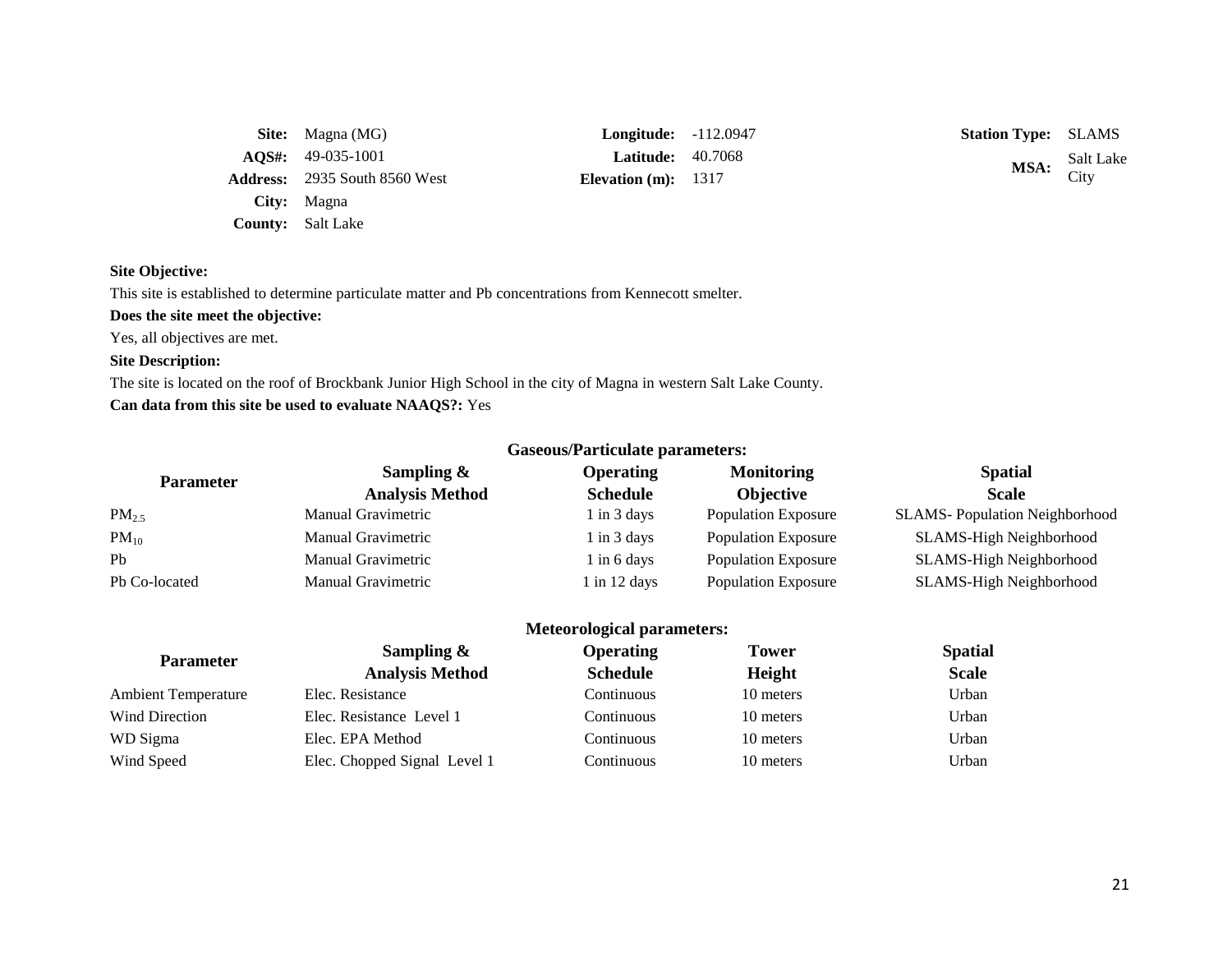| | | | | | |
|---|---|---|---|---|---|
| **Site:** | Magna (MG) | **Longitude:** | -112.0947 | **Station Type:** | SLAMS |
| **AQS#:** | 49-035-1001 | **Latitude:** | 40.7068 | **MSA:** | Salt Lake City |
| **Address:** | 2935 South 8560 West | **Elevation (m):** | 1317 | | |
| **City:** | Magna | | | | |
| **County:** | Salt Lake | | | | |

**Site Objective:**

This site is established to determine particulate matter and Pb concentrations from Kennecott smelter.

**Does the site meet the objective:**

Yes, all objectives are met.

**Site Description:**

The site is located on the roof of Brockbank Junior High School in the city of Magna in western Salt Lake County.

**Can data from this site be used to evaluate NAAQS?:** Yes

**Gaseous/Particulate parameters:**

| Parameter | Sampling & Analysis Method | Operating Schedule | Monitoring Objective | Spatial Scale |
|---|---|---|---|---|
| $PM_{2.5}$ | Manual Gravimetric | 1 in 3 days | Population Exposure | SLAMS- Population Neighborhood |
| $PM_{10}$ | Manual Gravimetric | 1 in 3 days | Population Exposure | SLAMS-High Neighborhood |
| Pb | Manual Gravimetric | 1 in 6 days | Population Exposure | SLAMS-High Neighborhood |
| Pb Co-located | Manual Gravimetric | 1 in 12 days | Population Exposure | SLAMS-High Neighborhood |

**Meteorological parameters:**

| Parameter | Sampling & Analysis Method | Operating Schedule | Tower Height | Spatial Scale |
|---|---|---|---|---|
| Ambient Temperature | Elec. Resistance | Continuous | 10 meters | Urban |
| Wind Direction | Elec. Resistance Level 1 | Continuous | 10 meters | Urban |
| WD Sigma | Elec. EPA Method | Continuous | 10 meters | Urban |
| Wind Speed | Elec. Chopped Signal Level 1 | Continuous | 10 meters | Urban |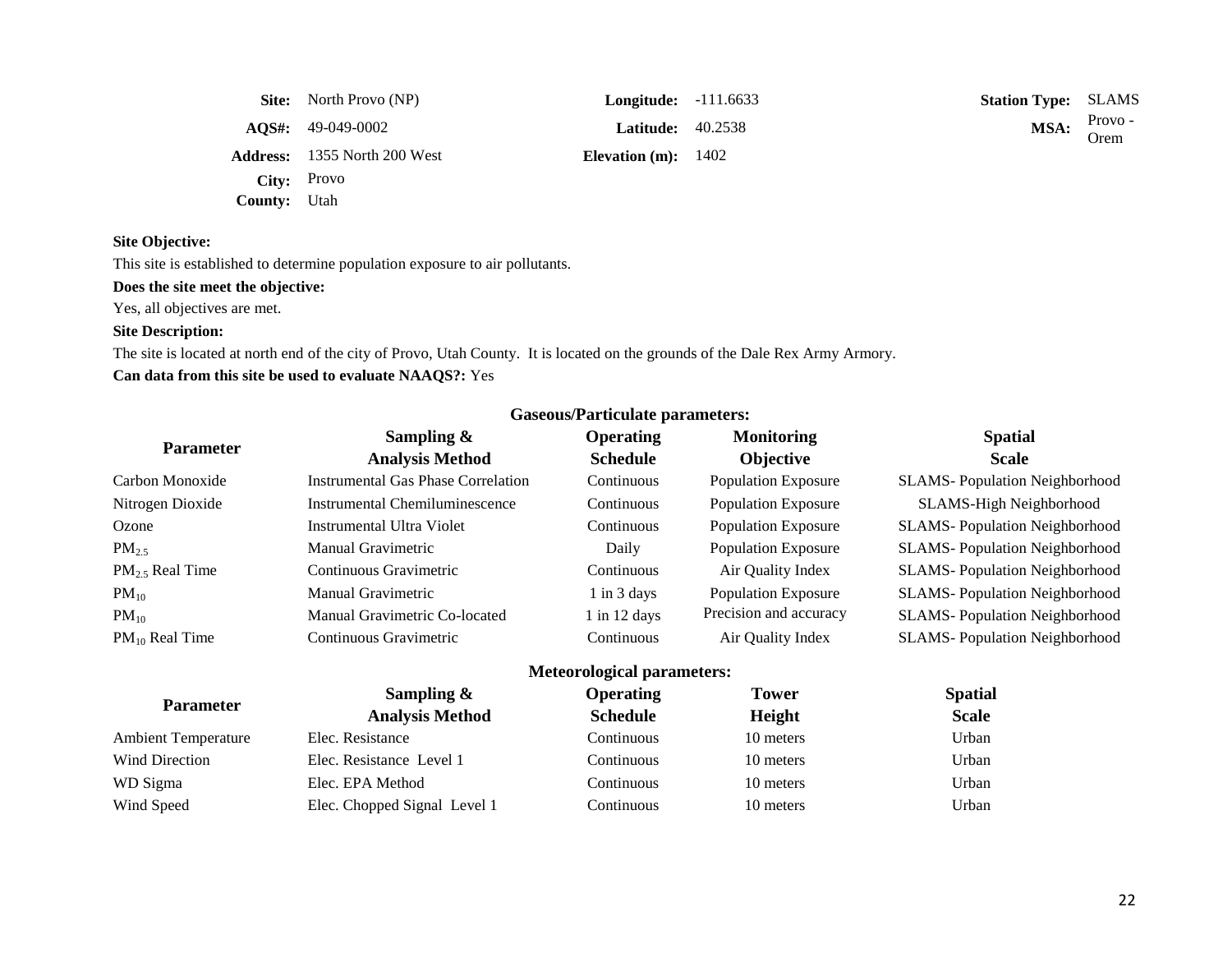| | | | | | |
|---|---|---|---|---|---|
| **Site:** | North Provo (NP) | **Longitude:** | -111.6633 | **Station Type:** | SLAMS |
| **AQS#:** | 49-049-0002 | **Latitude:** | 40.2538 | **MSA:** | Provo - Orem |
| **Address:** | 1355 North 200 West | **Elevation (m):** | 1402 | | |
| **City:** | Provo | | | | |
| **County:** | Utah | | | | |

**Site Objective:**

This site is established to determine population exposure to air pollutants.

**Does the site meet the objective:**

Yes, all objectives are met.

**Site Description:**

The site is located at north end of the city of Provo, Utah County. It is located on the grounds of the Dale Rex Army Armory.

**Can data from this site be used to evaluate NAAQS?:** Yes

**Gaseous/Particulate parameters:**

| Parameter | Sampling & Analysis Method | Operating Schedule | Monitoring Objective | Spatial Scale |
|---|---|---|---|---|
| Carbon Monoxide | Instrumental Gas Phase Correlation | Continuous | Population Exposure | SLAMS- Population Neighborhood |
| Nitrogen Dioxide | Instrumental Chemiluminescence | Continuous | Population Exposure | SLAMS-High Neighborhood |
| Ozone | Instrumental Ultra Violet | Continuous | Population Exposure | SLAMS- Population Neighborhood |
| $PM_{2.5}$ | Manual Gravimetric | Daily | Population Exposure | SLAMS- Population Neighborhood |
| $PM_{2.5}$ Real Time | Continuous Gravimetric | Continuous | Air Quality Index | SLAMS- Population Neighborhood |
| $PM_{10}$ | Manual Gravimetric | 1 in 3 days | Population Exposure | SLAMS- Population Neighborhood |
| $PM_{10}$ | Manual Gravimetric Co-located | 1 in 12 days | Precision and accuracy | SLAMS- Population Neighborhood |
| $PM_{10}$ Real Time | Continuous Gravimetric | Continuous | Air Quality Index | SLAMS- Population Neighborhood |

**Meteorological parameters:**

| Parameter | Sampling & Analysis Method | Operating Schedule | Tower Height | Spatial Scale |
|---|---|---|---|---|
| Ambient Temperature | Elec. Resistance | Continuous | 10 meters | Urban |
| Wind Direction | Elec. Resistance Level 1 | Continuous | 10 meters | Urban |
| WD Sigma | Elec. EPA Method | Continuous | 10 meters | Urban |
| Wind Speed | Elec. Chopped Signal Level 1 | Continuous | 10 meters | Urban |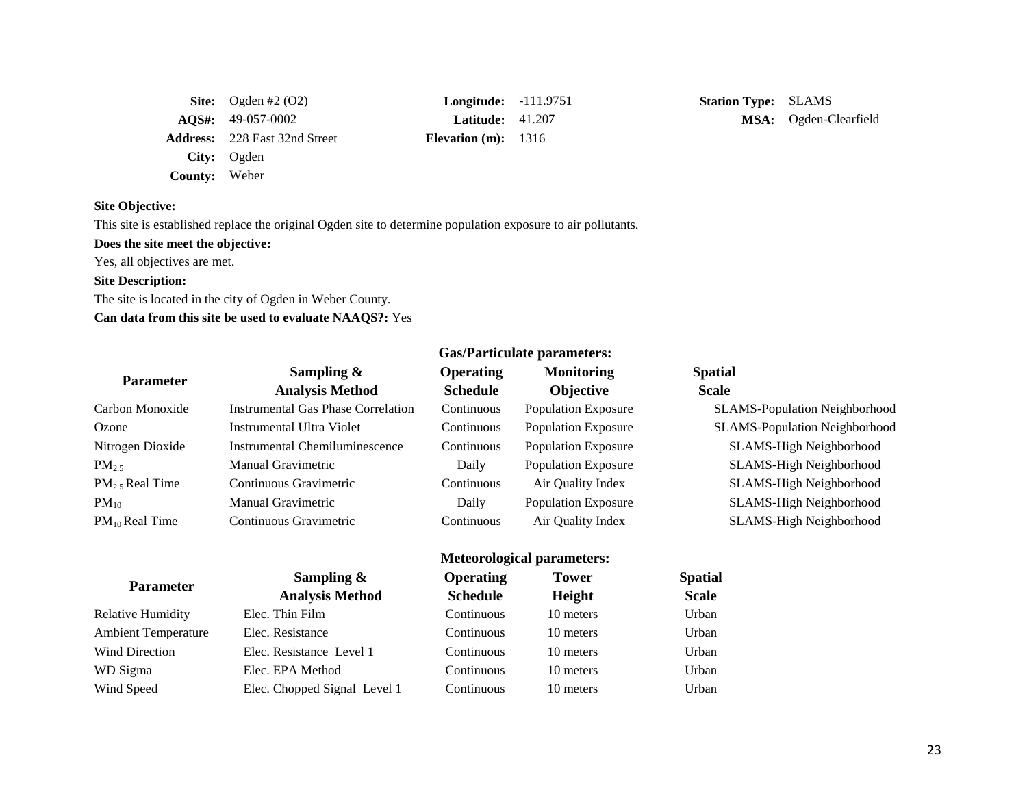**Site:** Ogden #2 (O2)
**AQS#:** 49-057-0002
**Address:** 228 East 32nd Street
**City:** Ogden
**County:** Weber

**Longitude:** -111.9751
**Latitude:** 41.207
**Elevation (m):** 1316

**Station Type:** SLAMS
**MSA:** Ogden-Clearfield

**Site Objective:**

This site is established replace the original Ogden site to determine population exposure to air pollutants.

**Does the site meet the objective:**

Yes, all objectives are met.

**Site Description:**

The site is located in the city of Ogden in Weber County.

**Can data from this site be used to evaluate NAAQS?:** Yes

**Gas/Particulate parameters:**

| Parameter | Sampling & Analysis Method | Operating Schedule | Monitoring Objective | Spatial Scale |
|---|---|---|---|---|
| Carbon Monoxide | Instrumental Gas Phase Correlation | Continuous | Population Exposure | SLAMS-Population Neighborhood |
| Ozone | Instrumental Ultra Violet | Continuous | Population Exposure | SLAMS-Population Neighborhood |
| Nitrogen Dioxide | Instrumental Chemiluminescence | Continuous | Population Exposure | SLAMS-High Neighborhood |
| $PM_{2.5}$ | Manual Gravimetric | Daily | Population Exposure | SLAMS-High Neighborhood |
| $PM_{2.5}$ Real Time | Continuous Gravimetric | Continuous | Air Quality Index | SLAMS-High Neighborhood |
| $PM_{10}$ | Manual Gravimetric | Daily | Population Exposure | SLAMS-High Neighborhood |
| $PM_{10}$ Real Time | Continuous Gravimetric | Continuous | Air Quality Index | SLAMS-High Neighborhood |

**Meteorological parameters:**

| Parameter | Sampling & Analysis Method | Operating Schedule | Tower Height | Spatial Scale |
|---|---|---|---|---|
| Relative Humidity | Elec. Thin Film | Continuous | 10 meters | Urban |
| Ambient Temperature | Elec. Resistance | Continuous | 10 meters | Urban |
| Wind Direction | Elec. Resistance Level 1 | Continuous | 10 meters | Urban |
| WD Sigma | Elec. EPA Method | Continuous | 10 meters | Urban |
| Wind Speed | Elec. Chopped Signal Level 1 | Continuous | 10 meters | Urban |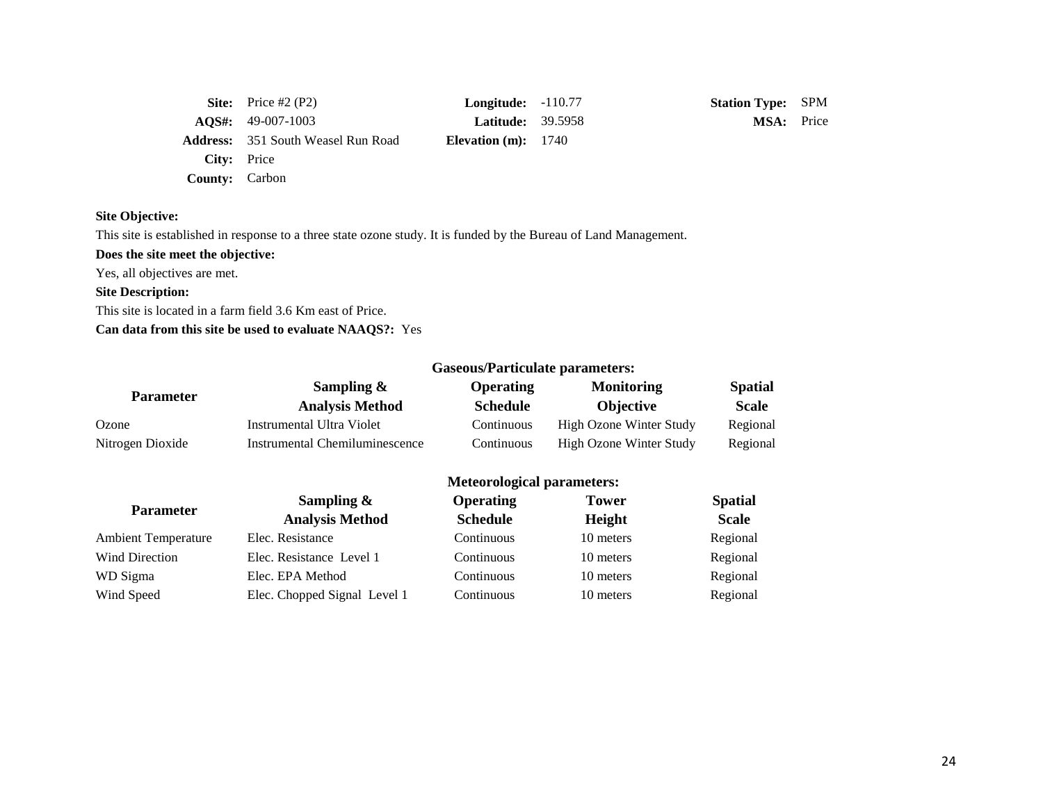| | | | | | |
|---|---|---|---|---|---|
| **Site:** | Price #2 (P2) | **Longitude:** | -110.77 | **Station Type:** | SPM |
| **AQS#:** | 49-007-1003 | **Latitude:** | 39.5958 | **MSA:** | Price |
| **Address:** | 351 South Weasel Run Road | **Elevation (m):** | 1740 | | |
| **City:** | Price | | | | |
| **County:** | Carbon | | | | |

**Site Objective:**

This site is established in response to a three state ozone study. It is funded by the Bureau of Land Management.

**Does the site meet the objective:**

Yes, all objectives are met.

**Site Description:**

This site is located in a farm field 3.6 Km east of Price.

**Can data from this site be used to evaluate NAAQS?:** Yes

**Gaseous/Particulate parameters:**

| Parameter | Sampling & Analysis Method | Operating Schedule | Monitoring Objective | Spatial Scale |
|---|---|---|---|---|
| Ozone | Instrumental Ultra Violet | Continuous | High Ozone Winter Study | Regional |
| Nitrogen Dioxide | Instrumental Chemiluminescence | Continuous | High Ozone Winter Study | Regional |

**Meteorological parameters:**

| Parameter | Sampling & Analysis Method | Operating Schedule | Tower Height | Spatial Scale |
|---|---|---|---|---|
| Ambient Temperature | Elec. Resistance | Continuous | 10 meters | Regional |
| Wind Direction | Elec. Resistance Level 1 | Continuous | 10 meters | Regional |
| WD Sigma | Elec. EPA Method | Continuous | 10 meters | Regional |
| Wind Speed | Elec. Chopped Signal Level 1 | Continuous | 10 meters | Regional |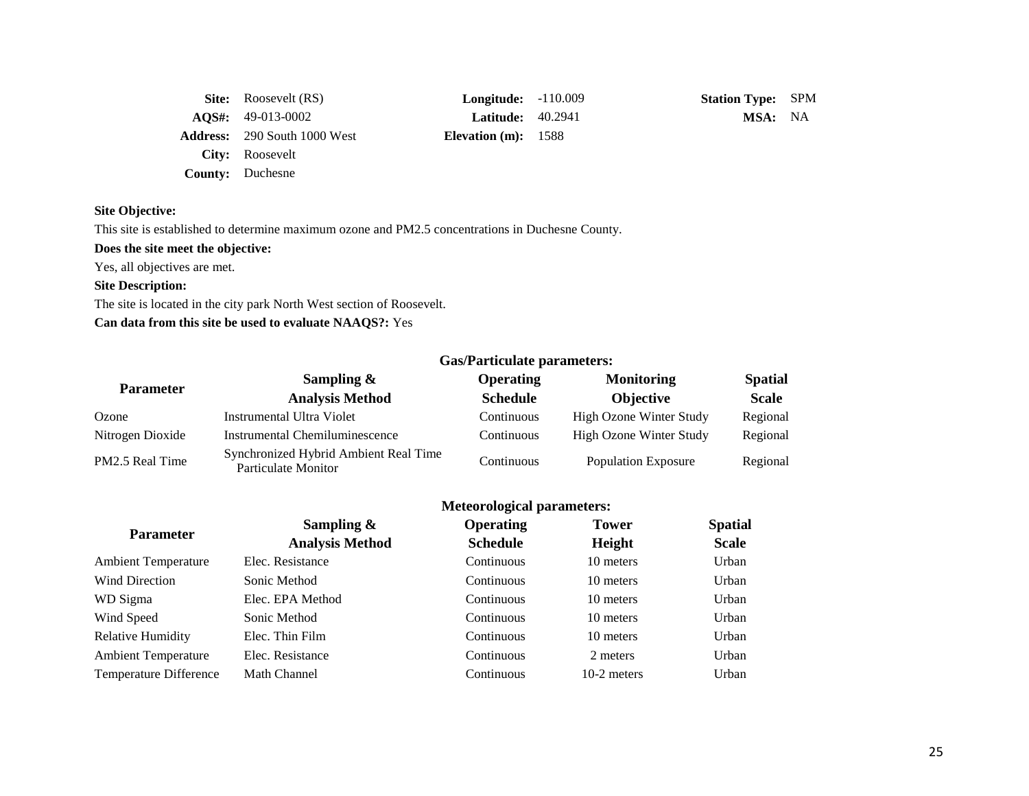| | | | | | |
|---|---|---|---|---|---|
| **Site:** | Roosevelt (RS) | **Longitude:** | -110.009 | **Station Type:** | SPM |
| **AQS#:** | 49-013-0002 | **Latitude:** | 40.2941 | **MSA:** | NA |
| **Address:** | 290 South 1000 West | **Elevation (m):** | 1588 | | |
| **City:** | Roosevelt | | | | |
| **County:** | Duchesne | | | | |

**Site Objective:**

This site is established to determine maximum ozone and PM2.5 concentrations in Duchesne County.

**Does the site meet the objective:**

Yes, all objectives are met.

**Site Description:**

The site is located in the city park North West section of Roosevelt.

**Can data from this site be used to evaluate NAAQS?:** Yes

**Gas/Particulate parameters:**

| Parameter | Sampling & Analysis Method | Operating Schedule | Monitoring Objective | Spatial Scale |
|---|---|---|---|---|
| Ozone | Instrumental Ultra Violet | Continuous | High Ozone Winter Study | Regional |
| Nitrogen Dioxide | Instrumental Chemiluminescence | Continuous | High Ozone Winter Study | Regional |
| PM2.5 Real Time | Synchronized Hybrid Ambient Real Time Particulate Monitor | Continuous | Population Exposure | Regional |

**Meteorological parameters:**

| Parameter | Sampling & Analysis Method | Operating Schedule | Tower Height | Spatial Scale |
|---|---|---|---|---|
| Ambient Temperature | Elec. Resistance | Continuous | 10 meters | Urban |
| Wind Direction | Sonic Method | Continuous | 10 meters | Urban |
| WD Sigma | Elec. EPA Method | Continuous | 10 meters | Urban |
| Wind Speed | Sonic Method | Continuous | 10 meters | Urban |
| Relative Humidity | Elec. Thin Film | Continuous | 10 meters | Urban |
| Ambient Temperature | Elec. Resistance | Continuous | 2 meters | Urban |
| Temperature Difference | Math Channel | Continuous | 10-2 meters | Urban |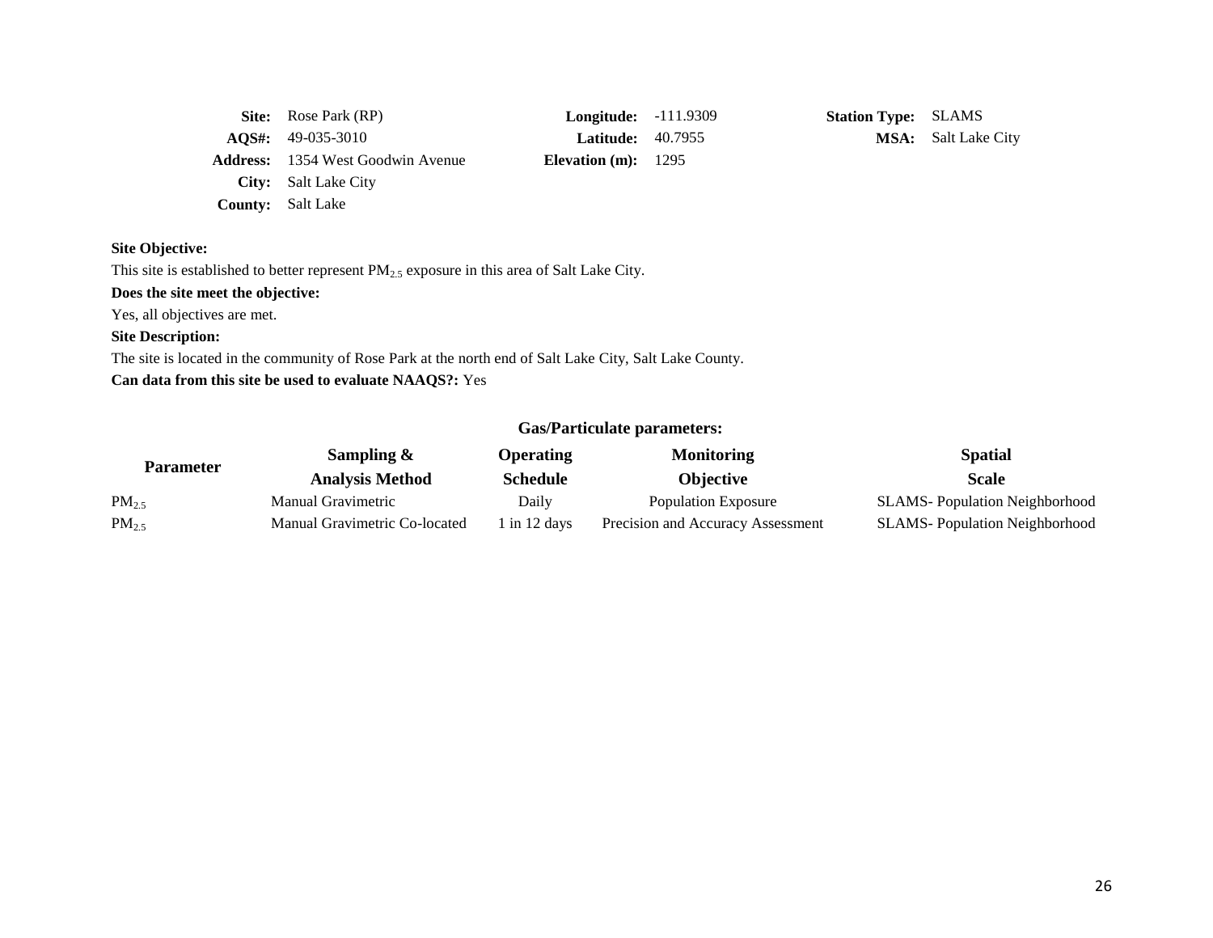| | | | | | |
|---|---|---|---|---|---|
| **Site:** | Rose Park (RP) | **Longitude:** | -111.9309 | **Station Type:** | SLAMS |
| **AQS#:** | 49-035-3010 | **Latitude:** | 40.7955 | **MSA:** | Salt Lake City |
| **Address:** | 1354 West Goodwin Avenue | **Elevation (m):** | 1295 | | |
| **City:** | Salt Lake City | | | | |
| **County:** | Salt Lake | | | | |

**Site Objective:**

This site is established to better represent $PM_{2.5}$ exposure in this area of Salt Lake City.

**Does the site meet the objective:**

Yes, all objectives are met.

**Site Description:**

The site is located in the community of Rose Park at the north end of Salt Lake City, Salt Lake County.

**Can data from this site be used to evaluate NAAQS?:** Yes

**Gas/Particulate parameters:**

| Parameter | Sampling & Analysis Method | Operating Schedule | Monitoring Objective | Spatial Scale |
|---|---|---|---|---|
| $PM_{2.5}$ | Manual Gravimetric | Daily | Population Exposure | SLAMS- Population Neighborhood |
| $PM_{2.5}$ | Manual Gravimetric Co-located | 1 in 12 days | Precision and Accuracy Assessment | SLAMS- Population Neighborhood |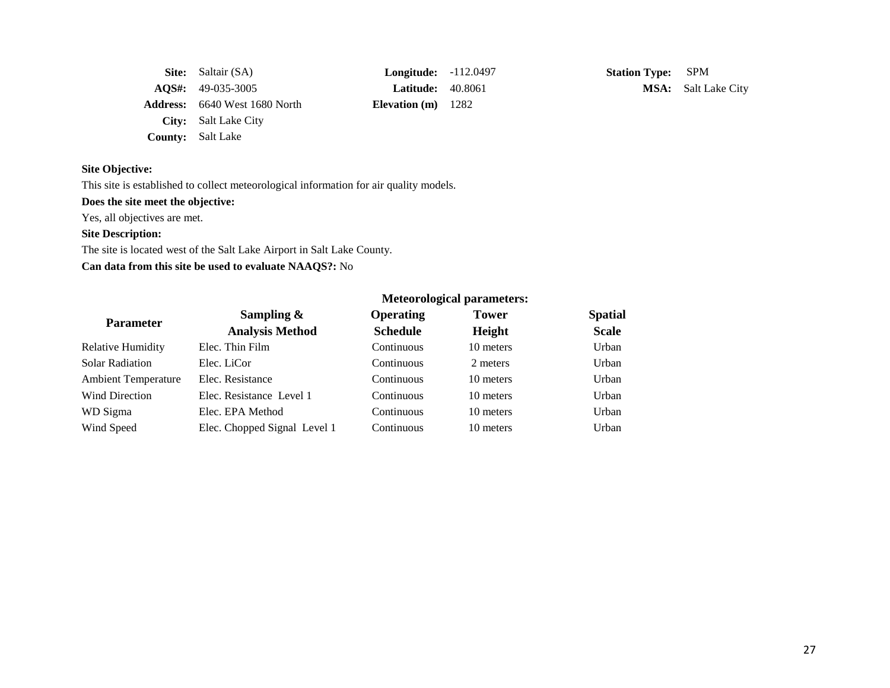**Site:** Saltair (SA)
**AQS#:** 49-035-3005
**Address:** 6640 West 1680 North
**City:** Salt Lake City
**County:** Salt Lake

**Longitude:** -112.0497
**Latitude:** 40.8061
**Elevation (m)** 1282

**Station Type:** SPM
**MSA:** Salt Lake City

**Site Objective:**

This site is established to collect meteorological information for air quality models.

**Does the site meet the objective:**

Yes, all objectives are met.

**Site Description:**

The site is located west of the Salt Lake Airport in Salt Lake County.

**Can data from this site be used to evaluate NAAQS?:** No

**Meteorological parameters:**

| Parameter | Sampling & Analysis Method | Operating Schedule | Tower Height | Spatial Scale |
|---|---|---|---|---|
| Relative Humidity | Elec. Thin Film | Continuous | 10 meters | Urban |
| Solar Radiation | Elec. LiCor | Continuous | 2 meters | Urban |
| Ambient Temperature | Elec. Resistance | Continuous | 10 meters | Urban |
| Wind Direction | Elec. Resistance Level 1 | Continuous | 10 meters | Urban |
| WD Sigma | Elec. EPA Method | Continuous | 10 meters | Urban |
| Wind Speed | Elec. Chopped Signal Level 1 | Continuous | 10 meters | Urban |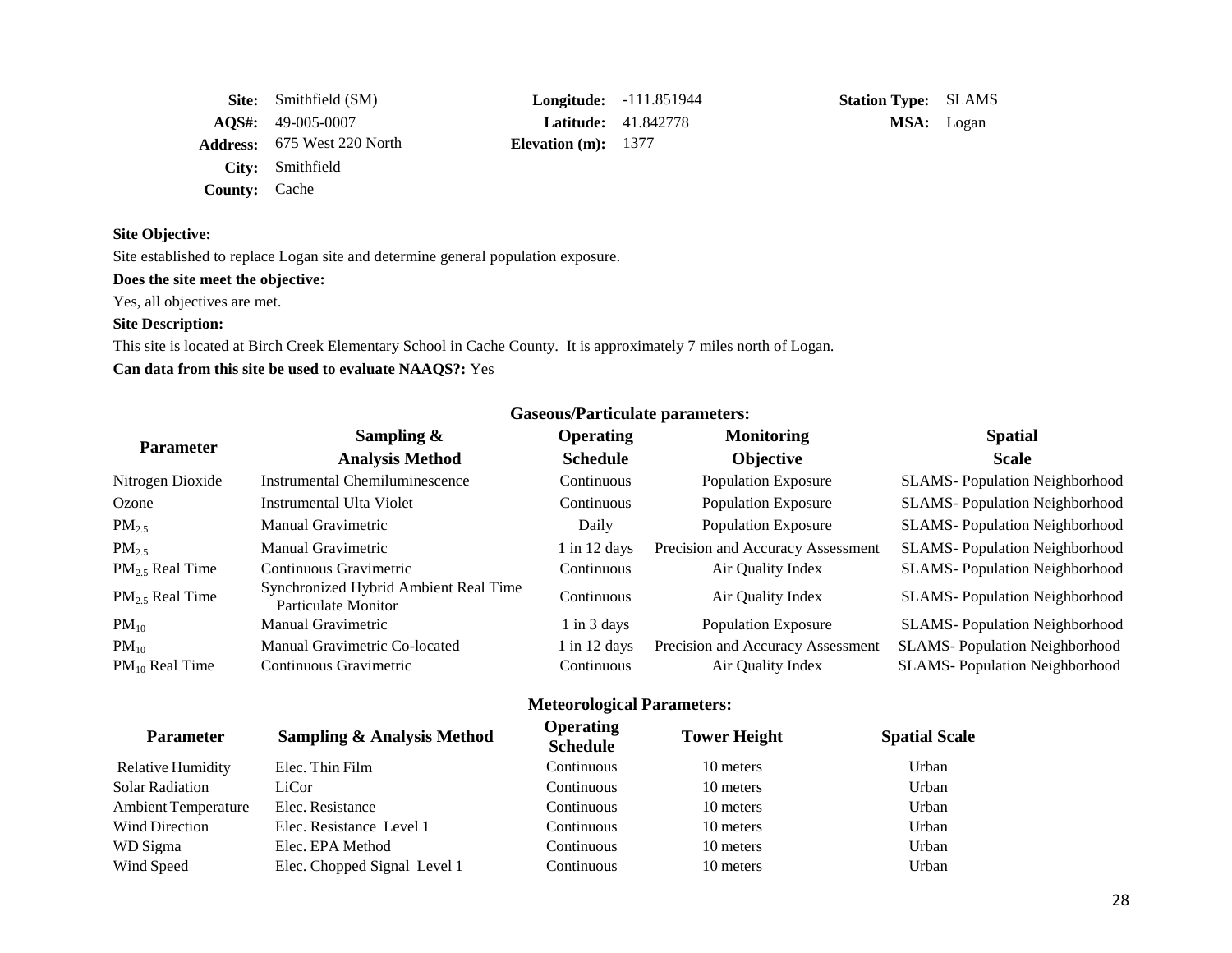**Site:** Smithfield (SM)
**AQS#:** 49-005-0007
**Address:** 675 West 220 North
**City:** Smithfield
**County:** Cache

**Longitude:** -111.851944
**Latitude:** 41.842778
**Elevation (m):** 1377

**Station Type:** SLAMS
**MSA:** Logan

**Site Objective:**

Site established to replace Logan site and determine general population exposure.

**Does the site meet the objective:**

Yes, all objectives are met.

**Site Description:**

This site is located at Birch Creek Elementary School in Cache County. It is approximately 7 miles north of Logan.

**Can data from this site be used to evaluate NAAQS?:** Yes

**Gaseous/Particulate parameters:**

| Parameter | Sampling & Analysis Method | Operating Schedule | Monitoring Objective | Spatial Scale |
|---|---|---|---|---|
| Nitrogen Dioxide | Instrumental Chemiluminescence | Continuous | Population Exposure | SLAMS- Population Neighborhood |
| Ozone | Instrumental Ulta Violet | Continuous | Population Exposure | SLAMS- Population Neighborhood |
| $PM_{2.5}$ | Manual Gravimetric | Daily | Population Exposure | SLAMS- Population Neighborhood |
| $PM_{2.5}$ | Manual Gravimetric | 1 in 12 days | Precision and Accuracy Assessment | SLAMS- Population Neighborhood |
| $PM_{2.5}$ Real Time | Continuous Gravimetric | Continuous | Air Quality Index | SLAMS- Population Neighborhood |
| $PM_{2.5}$ Real Time | Synchronized Hybrid Ambient Real Time Particulate Monitor | Continuous | Air Quality Index | SLAMS- Population Neighborhood |
| $PM_{10}$ | Manual Gravimetric | 1 in 3 days | Population Exposure | SLAMS- Population Neighborhood |
| $PM_{10}$ | Manual Gravimetric Co-located | 1 in 12 days | Precision and Accuracy Assessment | SLAMS- Population Neighborhood |
| $PM_{10}$ Real Time | Continuous Gravimetric | Continuous | Air Quality Index | SLAMS- Population Neighborhood |

**Meteorological Parameters:**

| Parameter | Sampling & Analysis Method | Operating Schedule | Tower Height | Spatial Scale |
|---|---|---|---|---|
| Relative Humidity | Elec. Thin Film | Continuous | 10 meters | Urban |
| Solar Radiation | LiCor | Continuous | 10 meters | Urban |
| Ambient Temperature | Elec. Resistance | Continuous | 10 meters | Urban |
| Wind Direction | Elec. Resistance Level 1 | Continuous | 10 meters | Urban |
| WD Sigma | Elec. EPA Method | Continuous | 10 meters | Urban |
| Wind Speed | Elec. Chopped Signal Level 1 | Continuous | 10 meters | Urban |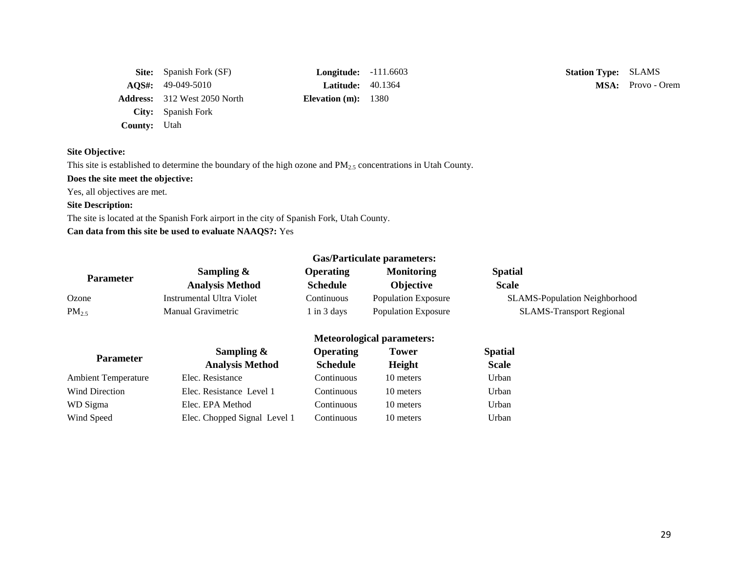**Site:** Spanish Fork (SF)
**AQS#:** 49-049-5010
**Address:** 312 West 2050 North
**City:** Spanish Fork
**County:** Utah

**Longitude:** -111.6603
**Latitude:** 40.1364
**Elevation (m):** 1380

**Station Type:** SLAMS
**MSA:** Provo - Orem

**Site Objective:**

This site is established to determine the boundary of the high ozone and $PM_{2.5}$ concentrations in Utah County.

**Does the site meet the objective:**

Yes, all objectives are met.

**Site Description:**

The site is located at the Spanish Fork airport in the city of Spanish Fork, Utah County.

**Can data from this site be used to evaluate NAAQS?:** Yes

**Gas/Particulate parameters:**

| Parameter | Sampling & Analysis Method | Operating Schedule | Monitoring Objective | Spatial Scale |
|---|---|---|---|---|
| Ozone | Instrumental Ultra Violet | Continuous | Population Exposure | SLAMS-Population Neighborhood |
| $PM_{2.5}$ | Manual Gravimetric | 1 in 3 days | Population Exposure | SLAMS-Transport Regional |

**Meteorological parameters:**

| Parameter | Sampling & Analysis Method | Operating Schedule | Tower Height | Spatial Scale |
|---|---|---|---|---|
| Ambient Temperature | Elec. Resistance | Continuous | 10 meters | Urban |
| Wind Direction | Elec. Resistance Level 1 | Continuous | 10 meters | Urban |
| WD Sigma | Elec. EPA Method | Continuous | 10 meters | Urban |
| Wind Speed | Elec. Chopped Signal Level 1 | Continuous | 10 meters | Urban |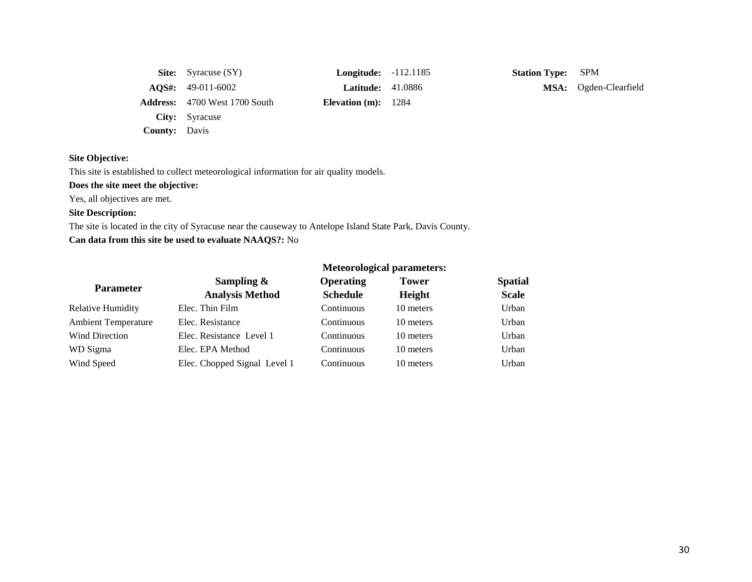| | | | | | |
|---|---|---|---|---|---|
| **Site:** | Syracuse (SY) | **Longitude:** | -112.1185 | **Station Type:** | SPM |
| **AQS#:** | 49-011-6002 | **Latitude:** | 41.0886 | **MSA:** | Ogden-Clearfield |
| **Address:** | 4700 West 1700 South | **Elevation (m):** | 1284 | | |
| **City:** | Syracuse | | | | |
| **County:** | Davis | | | | |

**Site Objective:**

This site is established to collect meteorological information for air quality models.

**Does the site meet the objective:**

Yes, all objectives are met.

**Site Description:**

The site is located in the city of Syracuse near the causeway to Antelope Island State Park, Davis County.

**Can data from this site be used to evaluate NAAQS?:** No

**Meteorological parameters:**

| Parameter | Sampling & Analysis Method | Operating Schedule | Tower Height | Spatial Scale |
|---|---|---|---|---|
| Relative Humidity | Elec. Thin Film | Continuous | 10 meters | Urban |
| Ambient Temperature | Elec. Resistance | Continuous | 10 meters | Urban |
| Wind Direction | Elec. Resistance Level 1 | Continuous | 10 meters | Urban |
| WD Sigma | Elec. EPA Method | Continuous | 10 meters | Urban |
| Wind Speed | Elec. Chopped Signal Level 1 | Continuous | 10 meters | Urban |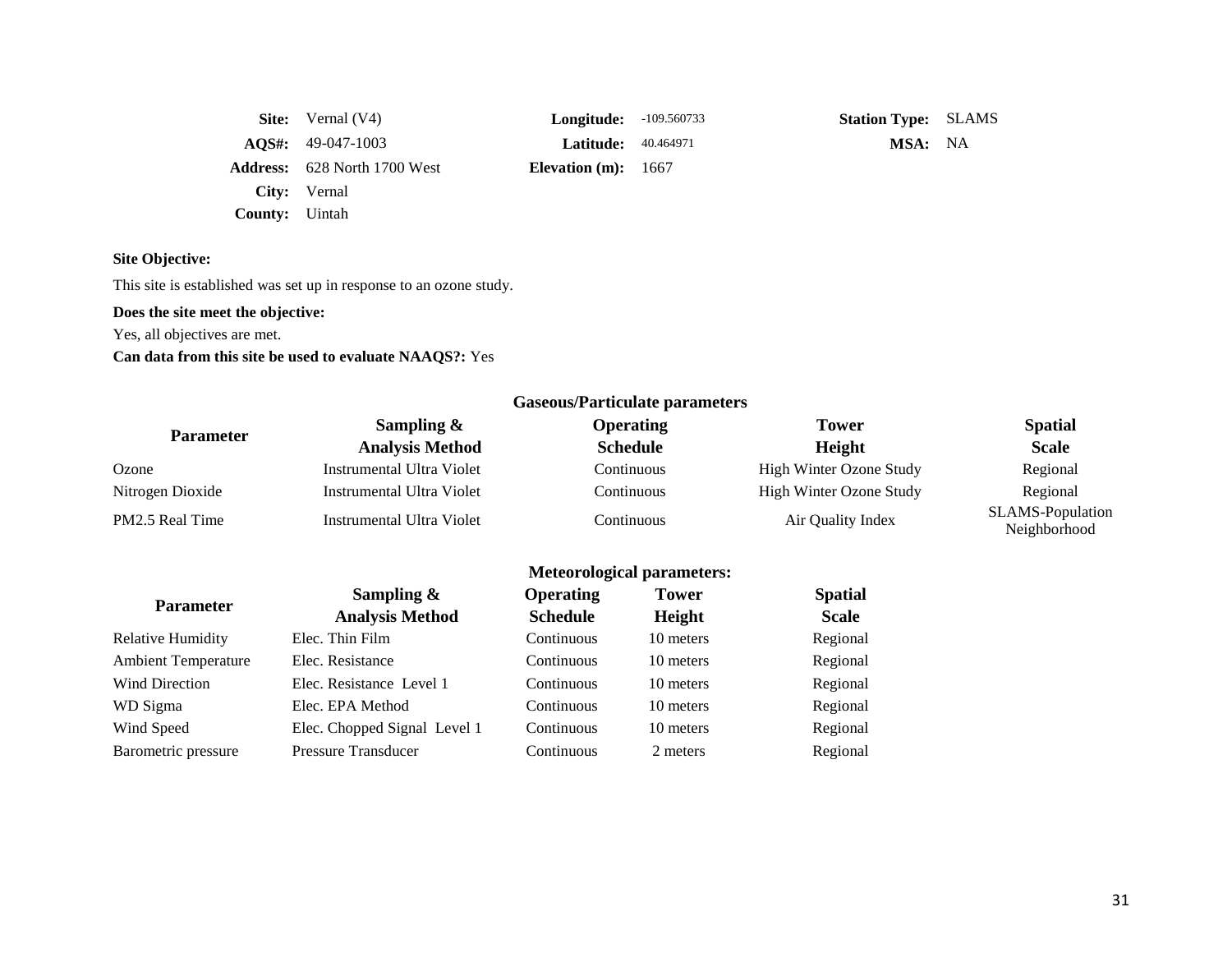| | | | | | |
|---|---|---|---|---|---|
| **Site:** | Vernal (V4) | **Longitude:** | -109.560733 | **Station Type:** | SLAMS |
| **AQS#:** | 49-047-1003 | **Latitude:** | 40.464971 | **MSA:** | NA |
| **Address:** | 628 North 1700 West | **Elevation (m):** | 1667 | | |
| **City:** | Vernal | | | | |
| **County:** | Uintah | | | | |

**Site Objective:**

This site is established was set up in response to an ozone study.

**Does the site meet the objective:**

Yes, all objectives are met.

**Can data from this site be used to evaluate NAAQS?:** Yes

**Gaseous/Particulate parameters**

| Parameter | Sampling & Analysis Method | Operating Schedule | Tower Height | Spatial Scale |
|---|---|---|---|---|
| Ozone | Instrumental Ultra Violet | Continuous | High Winter Ozone Study | Regional |
| Nitrogen Dioxide | Instrumental Ultra Violet | Continuous | High Winter Ozone Study | Regional |
| PM2.5 Real Time | Instrumental Ultra Violet | Continuous | Air Quality Index | SLAMS-Population Neighborhood |

**Meteorological parameters:**

| Parameter | Sampling & Analysis Method | Operating Schedule | Tower Height | Spatial Scale |
|---|---|---|---|---|
| Relative Humidity | Elec. Thin Film | Continuous | 10 meters | Regional |
| Ambient Temperature | Elec. Resistance | Continuous | 10 meters | Regional |
| Wind Direction | Elec. Resistance Level 1 | Continuous | 10 meters | Regional |
| WD Sigma | Elec. EPA Method | Continuous | 10 meters | Regional |
| Wind Speed | Elec. Chopped Signal Level 1 | Continuous | 10 meters | Regional |
| Barometric pressure | Pressure Transducer | Continuous | 2 meters | Regional |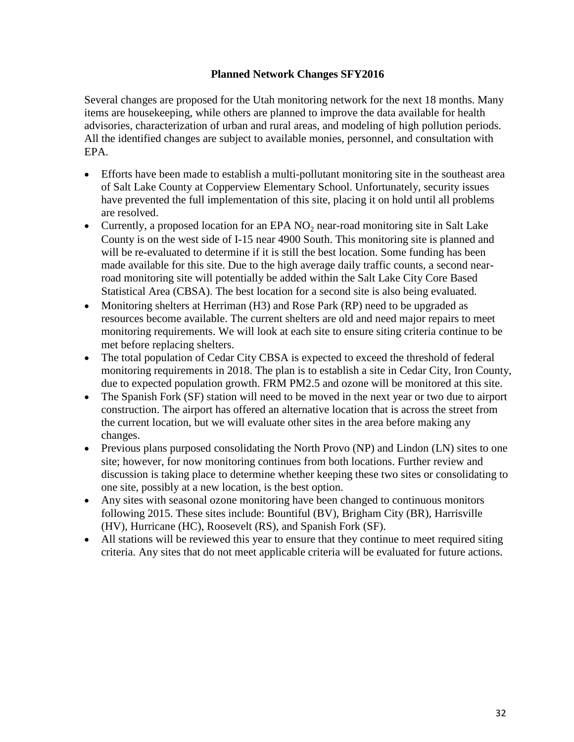## Planned Network Changes SFY2016

Several changes are proposed for the Utah monitoring network for the next 18 months. Many items are housekeeping, while others are planned to improve the data available for health advisories, characterization of urban and rural areas, and modeling of high pollution periods. All the identified changes are subject to available monies, personnel, and consultation with EPA.

- Efforts have been made to establish a multi-pollutant monitoring site in the southeast area of Salt Lake County at Copperview Elementary School. Unfortunately, security issues have prevented the full implementation of this site, placing it on hold until all problems are resolved.
- Currently, a proposed location for an EPA $NO_2$ near-road monitoring site in Salt Lake County is on the west side of I-15 near 4900 South. This monitoring site is planned and will be re-evaluated to determine if it is still the best location. Some funding has been made available for this site. Due to the high average daily traffic counts, a second near-road monitoring site will potentially be added within the Salt Lake City Core Based Statistical Area (CBSA). The best location for a second site is also being evaluated.
- Monitoring shelters at Herriman (H3) and Rose Park (RP) need to be upgraded as resources become available. The current shelters are old and need major repairs to meet monitoring requirements. We will look at each site to ensure siting criteria continue to be met before replacing shelters.
- The total population of Cedar City CBSA is expected to exceed the threshold of federal monitoring requirements in 2018. The plan is to establish a site in Cedar City, Iron County, due to expected population growth. FRM PM2.5 and ozone will be monitored at this site.
- The Spanish Fork (SF) station will need to be moved in the next year or two due to airport construction. The airport has offered an alternative location that is across the street from the current location, but we will evaluate other sites in the area before making any changes.
- Previous plans purposed consolidating the North Provo (NP) and Lindon (LN) sites to one site; however, for now monitoring continues from both locations. Further review and discussion is taking place to determine whether keeping these two sites or consolidating to one site, possibly at a new location, is the best option.
- Any sites with seasonal ozone monitoring have been changed to continuous monitors following 2015. These sites include: Bountiful (BV), Brigham City (BR), Harrisville (HV), Hurricane (HC), Roosevelt (RS), and Spanish Fork (SF).
- All stations will be reviewed this year to ensure that they continue to meet required siting criteria. Any sites that do not meet applicable criteria will be evaluated for future actions.